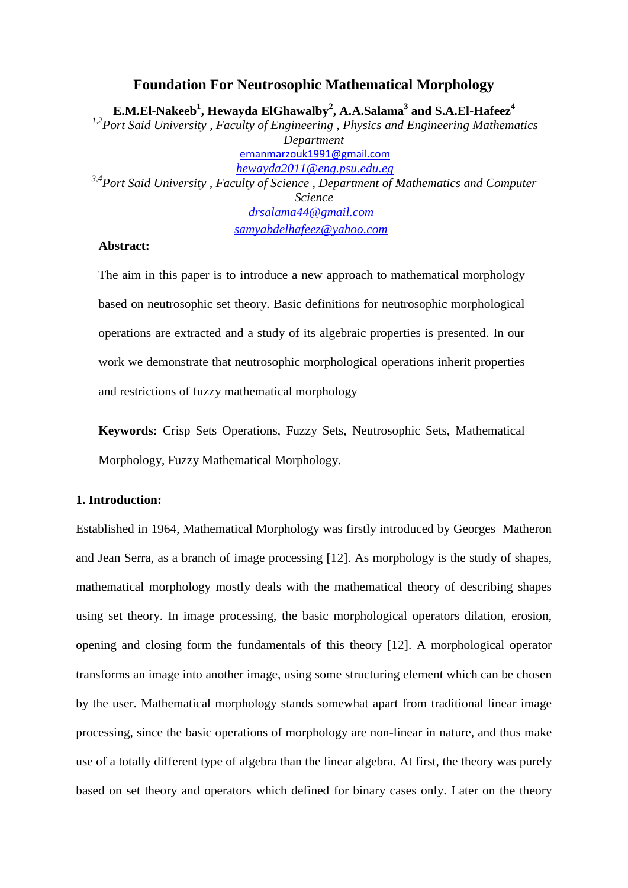# Foundation For Neutrosophic Mathematical Morphology

**E.M.El-Nakeeb[1], Hewayda ElGhawalby[2], A.A.Salama[3] and S.A.El-Hafeez[4]**

[1,2]*Port Said University , Faculty of Engineering , Physics and Engineering Mathematics Department*

emanmarzouk1991@gmail.com

*hewayda2011@eng.psu.edu.eg*

[3,4]*Port Said University , Faculty of Science , Department of Mathematics and Computer Science*

*drsalama44@gmail.com*

*samyabdelhafeez@yahoo.com*

**Abstract:**

The aim in this paper is to introduce a new approach to mathematical morphology based on neutrosophic set theory. Basic definitions for neutrosophic morphological operations are extracted and a study of its algebraic properties is presented. In our work we demonstrate that neutrosophic morphological operations inherit properties and restrictions of fuzzy mathematical morphology

**Keywords:** Crisp Sets Operations, Fuzzy Sets, Neutrosophic Sets, Mathematical Morphology, Fuzzy Mathematical Morphology.

## 1. Introduction:

Established in 1964, Mathematical Morphology was firstly introduced by Georges Matheron and Jean Serra, as a branch of image processing [12]. As morphology is the study of shapes, mathematical morphology mostly deals with the mathematical theory of describing shapes using set theory. In image processing, the basic morphological operators dilation, erosion, opening and closing form the fundamentals of this theory [12]. A morphological operator transforms an image into another image, using some structuring element which can be chosen by the user. Mathematical morphology stands somewhat apart from traditional linear image processing, since the basic operations of morphology are non-linear in nature, and thus make use of a totally different type of algebra than the linear algebra. At first, the theory was purely based on set theory and operators which defined for binary cases only. Later on the theory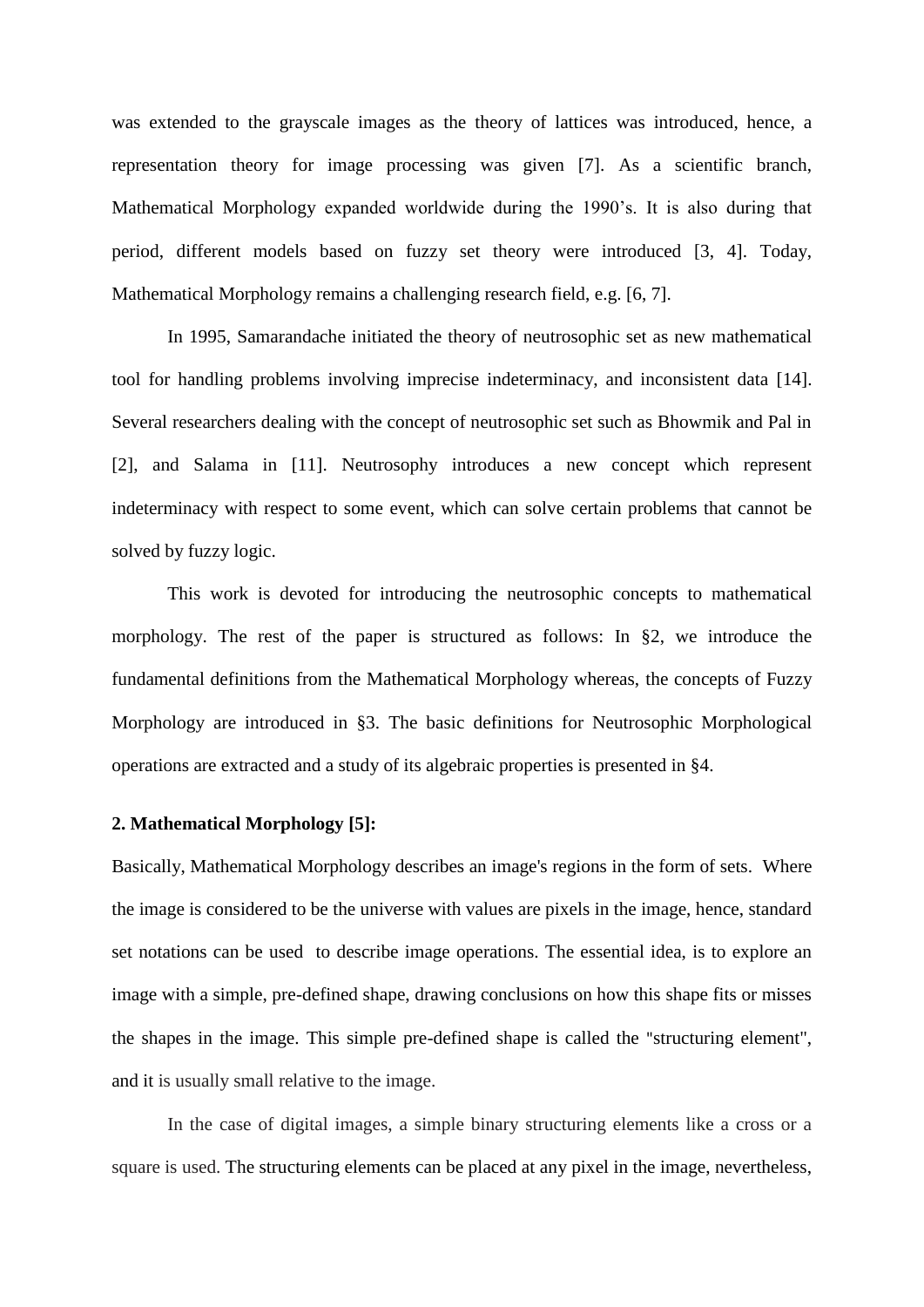was extended to the grayscale images as the theory of lattices was introduced, hence, a representation theory for image processing was given [7]. As a scientific branch, Mathematical Morphology expanded worldwide during the 1990's. It is also during that period, different models based on fuzzy set theory were introduced [3, 4]. Today, Mathematical Morphology remains a challenging research field, e.g. [6, 7].

In 1995, Samarandache initiated the theory of neutrosophic set as new mathematical tool for handling problems involving imprecise indeterminacy, and inconsistent data [14]. Several researchers dealing with the concept of neutrosophic set such as Bhowmik and Pal in [2], and Salama in [11]. Neutrosophy introduces a new concept which represent indeterminacy with respect to some event, which can solve certain problems that cannot be solved by fuzzy logic.

This work is devoted for introducing the neutrosophic concepts to mathematical morphology. The rest of the paper is structured as follows: In §2, we introduce the fundamental definitions from the Mathematical Morphology whereas, the concepts of Fuzzy Morphology are introduced in §3. The basic definitions for Neutrosophic Morphological operations are extracted and a study of its algebraic properties is presented in §4.

## 2. Mathematical Morphology [5]:

Basically, Mathematical Morphology describes an image's regions in the form of sets. Where the image is considered to be the universe with values are pixels in the image, hence, standard set notations can be used to describe image operations. The essential idea, is to explore an image with a simple, pre-defined shape, drawing conclusions on how this shape fits or misses the shapes in the image. This simple pre-defined shape is called the "structuring element", and it is usually small relative to the image.

In the case of digital images, a simple binary structuring elements like a cross or a square is used. The structuring elements can be placed at any pixel in the image, nevertheless,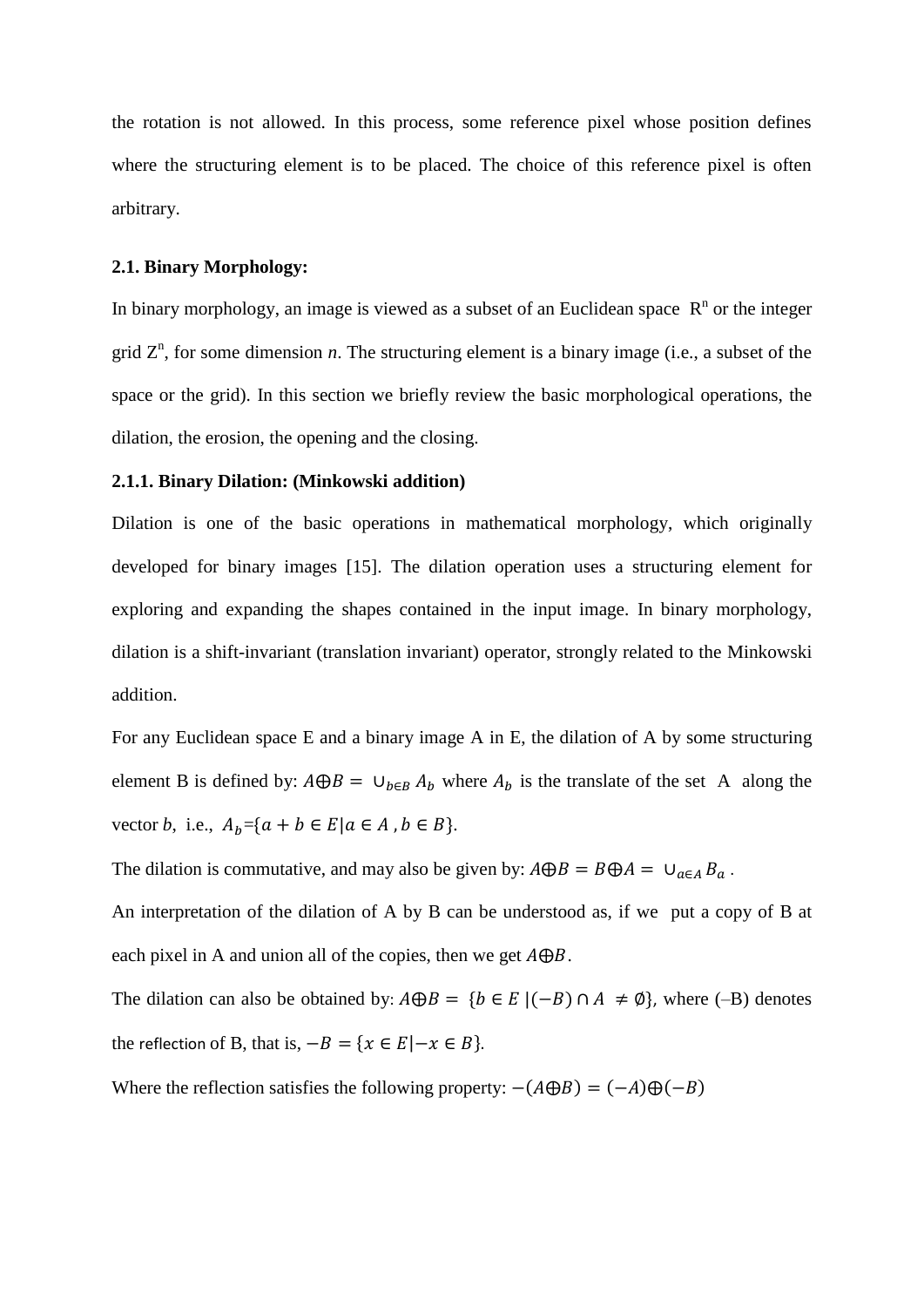the rotation is not allowed. In this process, some reference pixel whose position defines where the structuring element is to be placed. The choice of this reference pixel is often arbitrary.

### 2.1. Binary Morphology:

In binary morphology, an image is viewed as a subset of an Euclidean space $R^n$ or the integer grid $Z^n$, for some dimension *n*. The structuring element is a binary image (i.e., a subset of the space or the grid). In this section we briefly review the basic morphological operations, the dilation, the erosion, the opening and the closing.

#### 2.1.1. Binary Dilation: (Minkowski addition)

Dilation is one of the basic operations in mathematical morphology, which originally developed for binary images [15]. The dilation operation uses a structuring element for exploring and expanding the shapes contained in the input image. In binary morphology, dilation is a shift-invariant (translation invariant) operator, strongly related to the Minkowski addition.

For any Euclidean space E and a binary image A in E, the dilation of A by some structuring element B is defined by: $A \oplus B = \cup_{b \in B} A_b$ where $A_b$ is the translate of the set A along the vector $b$, i.e., $A_b = \{a + b \in E | a \in A , b \in B\}$.

The dilation is commutative, and may also be given by: $A \oplus B = B \oplus A = \cup_{a \in A} B_a$ .

An interpretation of the dilation of A by B can be understood as, if we put a copy of B at each pixel in A and union all of the copies, then we get $A \oplus B$.

The dilation can also be obtained by: $A \oplus B = \{b \in E \,|(-B) \cap A \neq \emptyset\}$, where (–B) denotes the reflection of B, that is, $-B = \{x \in E | -x \in B\}$.

Where the reflection satisfies the following property: $-(A \oplus B) = (-A) \oplus (-B)$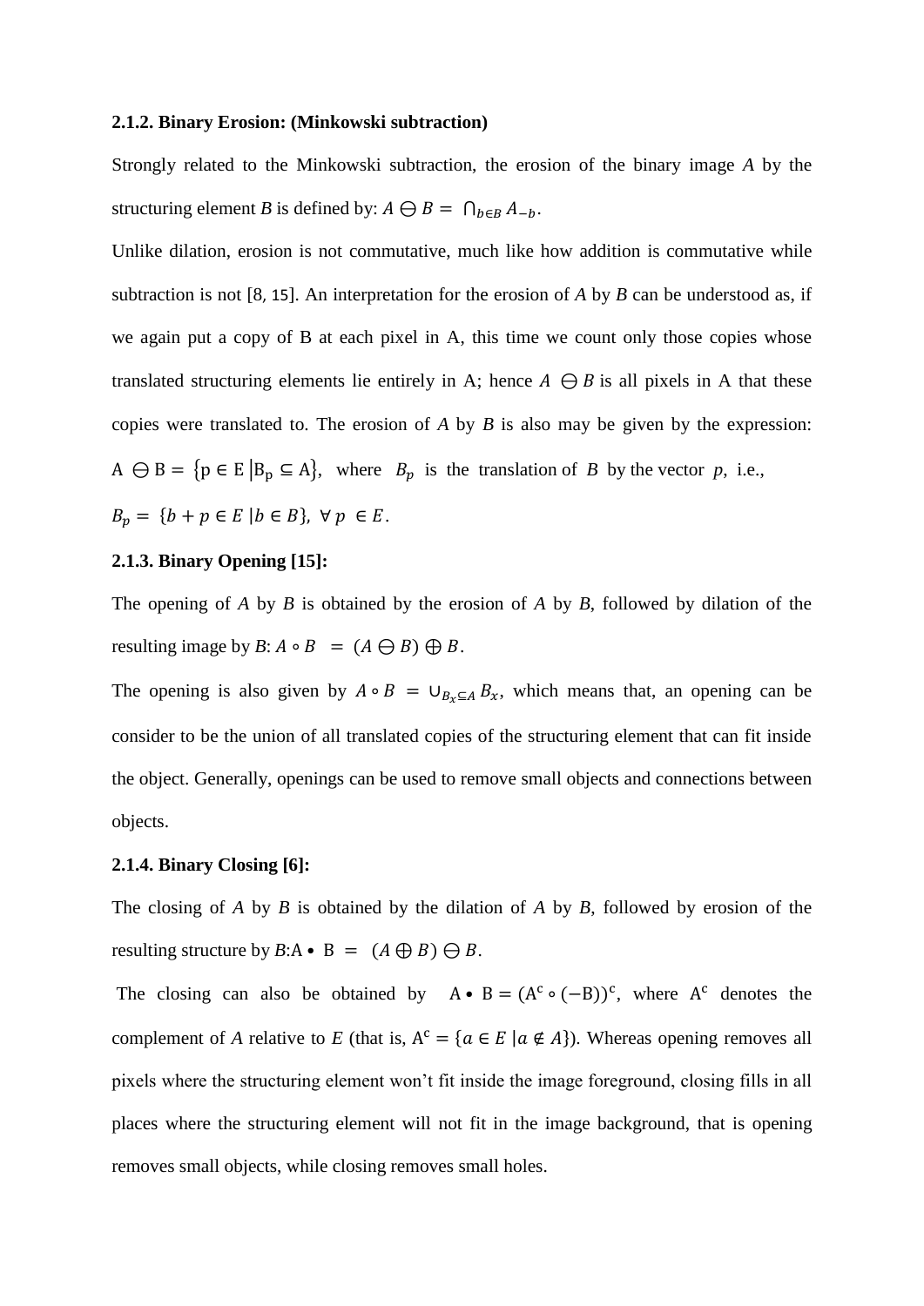**2.1.2. Binary Erosion: (Minkowski subtraction)**

Strongly related to the Minkowski subtraction, the erosion of the binary image $A$ by the structuring element $B$ is defined by: $A \ominus B = \bigcap_{b \in B} A_{-b}$.

Unlike dilation, erosion is not commutative, much like how addition is commutative while subtraction is not [8, 15]. An interpretation for the erosion of $A$ by $B$ can be understood as, if we again put a copy of B at each pixel in A, this time we count only those copies whose translated structuring elements lie entirely in A; hence $A \ominus B$ is all pixels in A that these copies were translated to. The erosion of $A$ by $B$ is also may be given by the expression: $A \ominus B = \{p \in E \mid B_p \subseteq A\}$, where $B_p$ is the translation of $B$ by the vector $p$, i.e., $B_p = \{b + p \in E \mid b \in B\}, \ \forall\, p \in E$.

**2.1.3. Binary Opening [15]:**

The opening of $A$ by $B$ is obtained by the erosion of $A$ by $B$, followed by dilation of the resulting image by $B$: $A \circ B = (A \ominus B) \oplus B$.

The opening is also given by $A \circ B = \cup_{B_x \subseteq A} B_x$, which means that, an opening can be consider to be the union of all translated copies of the structuring element that can fit inside the object. Generally, openings can be used to remove small objects and connections between objects.

**2.1.4. Binary Closing [6]:**

The closing of $A$ by $B$ is obtained by the dilation of $A$ by $B$, followed by erosion of the resulting structure by $B$: $A \bullet B = (A \oplus B) \ominus B$.

The closing can also be obtained by $A \bullet B = (A^c \circ (-B))^c$, where $A^c$ denotes the complement of $A$ relative to $E$ (that is, $A^c = \{a \in E \mid a \notin A\}$). Whereas opening removes all pixels where the structuring element won't fit inside the image foreground, closing fills in all places where the structuring element will not fit in the image background, that is opening removes small objects, while closing removes small holes.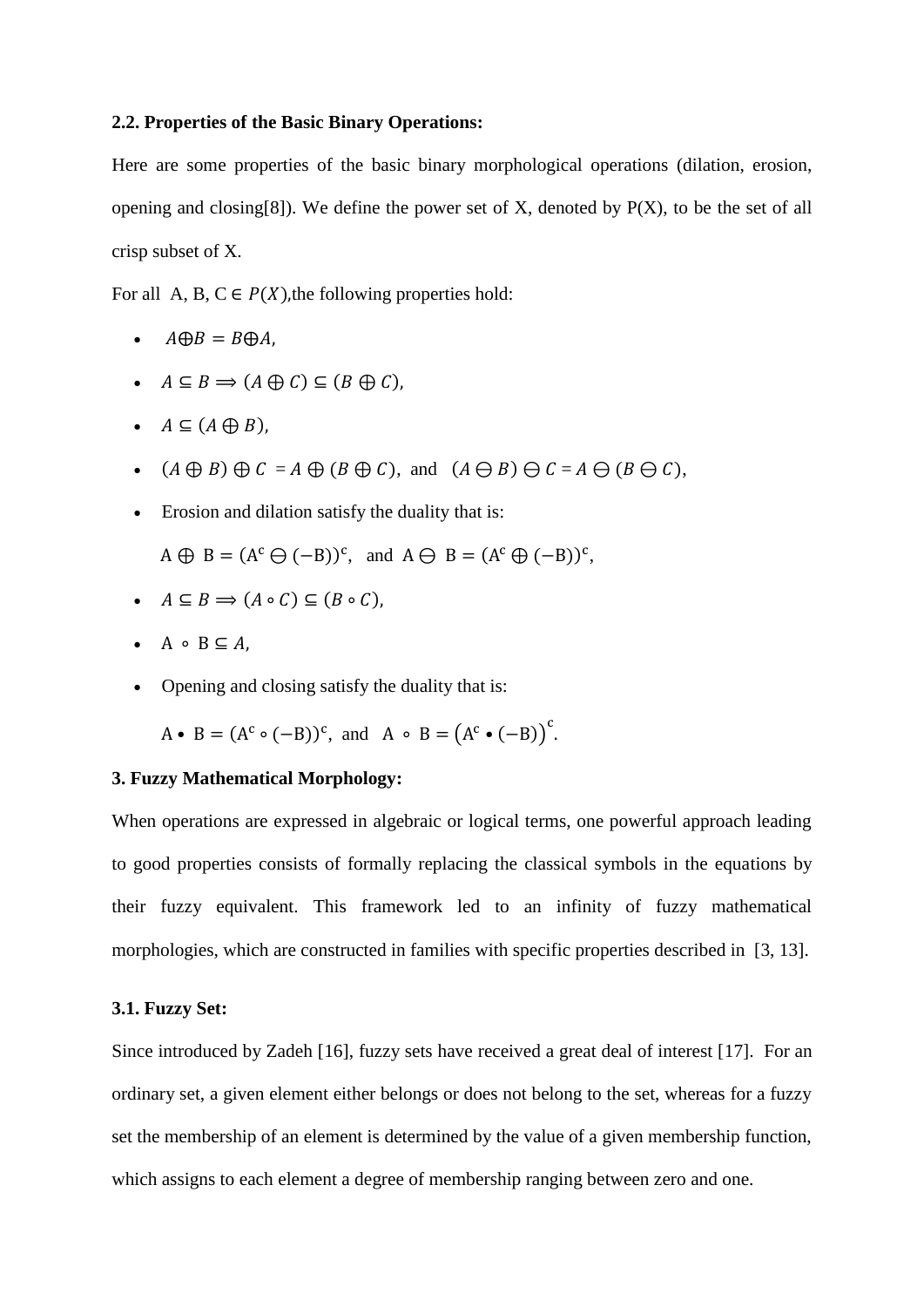**2.2. Properties of the Basic Binary Operations:**

Here are some properties of the basic binary morphological operations (dilation, erosion, opening and closing[8]). We define the power set of X, denoted by P(X), to be the set of all crisp subset of X.

For all A, B, C $\in P(X)$, the following properties hold:

- $A \oplus B = B \oplus A$,
- $A \subseteq B \Longrightarrow (A \oplus C) \subseteq (B \oplus C)$,
- $A \subseteq (A \oplus B)$,
- $(A \oplus B) \oplus C = A \oplus (B \oplus C)$, and $(A \ominus B) \ominus C = A \ominus (B \ominus C)$,
- Erosion and dilation satisfy the duality that is:

  $A \oplus B = (A^c \ominus (-B))^c$, and $A \ominus B = (A^c \oplus (-B))^c$,
- $A \subseteq B \Longrightarrow (A \circ C) \subseteq (B \circ C)$,
- $A \circ B \subseteq A$,
- Opening and closing satisfy the duality that is:

  $A \bullet B = (A^c \circ (-B))^c$, and $A \circ B = \left(A^c \bullet (-B)\right)^c$.

**3. Fuzzy Mathematical Morphology:**

When operations are expressed in algebraic or logical terms, one powerful approach leading to good properties consists of formally replacing the classical symbols in the equations by their fuzzy equivalent. This framework led to an infinity of fuzzy mathematical morphologies, which are constructed in families with specific properties described in [3, 13].

**3.1. Fuzzy Set:**

Since introduced by Zadeh [16], fuzzy sets have received a great deal of interest [17]. For an ordinary set, a given element either belongs or does not belong to the set, whereas for a fuzzy set the membership of an element is determined by the value of a given membership function, which assigns to each element a degree of membership ranging between zero and one.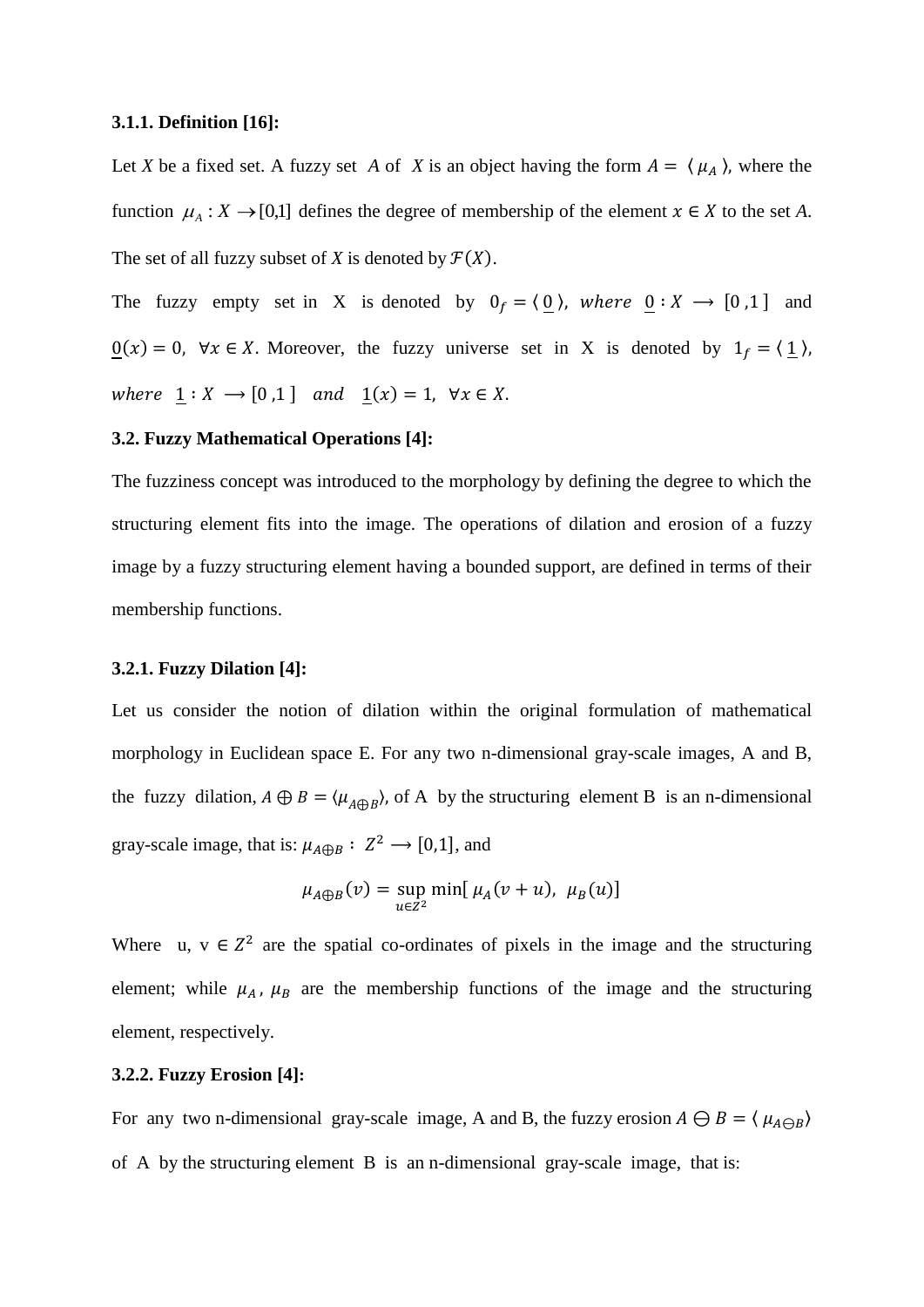**3.1.1. Definition [16]:**

Let $X$ be a fixed set. A fuzzy set $A$ of $X$ is an object having the form $A = \langle \mu_A \rangle$, where the function $\mu_A : X \rightarrow [0,1]$ defines the degree of membership of the element $x \in X$ to the set $A$. The set of all fuzzy subset of $X$ is denoted by $\mathcal{F}(X)$.

The fuzzy empty set in X is denoted by $0_f = \langle \underline{0} \rangle$, $where$ $\underline{0} : X \longrightarrow [0,1]$ and $\underline{0}(x) = 0$, $\forall x \in X$. Moreover, the fuzzy universe set in X is denoted by $1_f = \langle \underline{1} \rangle$, $where$ $\underline{1} : X \longrightarrow [0,1]$ $and$ $\underline{1}(x) = 1$, $\forall x \in X$.

**3.2. Fuzzy Mathematical Operations [4]:**

The fuzziness concept was introduced to the morphology by defining the degree to which the structuring element fits into the image. The operations of dilation and erosion of a fuzzy image by a fuzzy structuring element having a bounded support, are defined in terms of their membership functions.

**3.2.1. Fuzzy Dilation [4]:**

Let us consider the notion of dilation within the original formulation of mathematical morphology in Euclidean space E. For any two n-dimensional gray-scale images, A and B, the fuzzy dilation, $A \oplus B = \langle \mu_{A \oplus B} \rangle$, of A by the structuring element B is an n-dimensional gray-scale image, that is: $\mu_{A \oplus B} : Z^2 \longrightarrow [0,1]$, and

$$\mu_{A \oplus B}(v) = \sup_{u \in Z^2} \min[\, \mu_A(v+u),\ \mu_B(u)]$$

Where u, v $\in Z^2$ are the spatial co-ordinates of pixels in the image and the structuring element; while $\mu_A$, $\mu_B$ are the membership functions of the image and the structuring element, respectively.

**3.2.2. Fuzzy Erosion [4]:**

For any two n-dimensional gray-scale image, A and B, the fuzzy erosion $A \ominus B = \langle \mu_{A \ominus B} \rangle$ of A by the structuring element B is an n-dimensional gray-scale image, that is: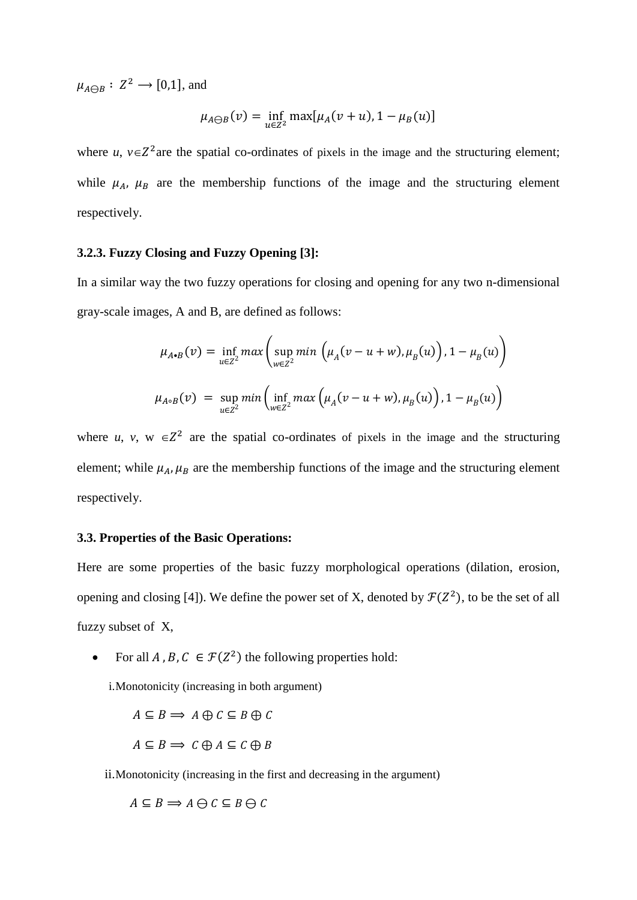$\mu_{A \ominus B} : Z^2 \longrightarrow [0,1]$, and

$$\mu_{A \ominus B}(v) = \inf_{u \in Z^2} \max[\mu_A(v+u), 1 - \mu_B(u)]$$

where $u$, $v \in Z^2$ are the spatial co-ordinates of pixels in the image and the structuring element; while $\mu_A$, $\mu_B$ are the membership functions of the image and the structuring element respectively.

### 3.2.3. Fuzzy Closing and Fuzzy Opening [3]:

In a similar way the two fuzzy operations for closing and opening for any two n-dimensional gray-scale images, A and B, are defined as follows:

$$\mu_{A \bullet B}(v) = \inf_{u \in Z^2} max\left(\sup_{w \in Z^2} min\left(\mu_A(v-u+w), \mu_B(u)\right), 1 - \mu_B(u)\right)$$

$$\mu_{A \circ B}(v) = \sup_{u \in Z^2} min\left(\inf_{w \in Z^2} max\left(\mu_A(v-u+w), \mu_B(u)\right), 1 - \mu_B(u)\right)$$

where $u$, $v$, w $\in Z^2$ are the spatial co-ordinates of pixels in the image and the structuring element; while $\mu_A, \mu_B$ are the membership functions of the image and the structuring element respectively.

### 3.3. Properties of the Basic Operations:

Here are some properties of the basic fuzzy morphological operations (dilation, erosion, opening and closing [4]). We define the power set of X, denoted by $\mathcal{F}(Z^2)$, to be the set of all fuzzy subset of X,

- For all $A, B, C \in \mathcal{F}(Z^2)$ the following properties hold:

  i. Monotonicity (increasing in both argument)

  $A \subseteq B \Longrightarrow A \oplus C \subseteq B \oplus C$

  $A \subseteq B \Longrightarrow C \oplus A \subseteq C \oplus B$

  ii. Monotonicity (increasing in the first and decreasing in the argument)

  $A \subseteq B \Longrightarrow A \ominus C \subseteq B \ominus C$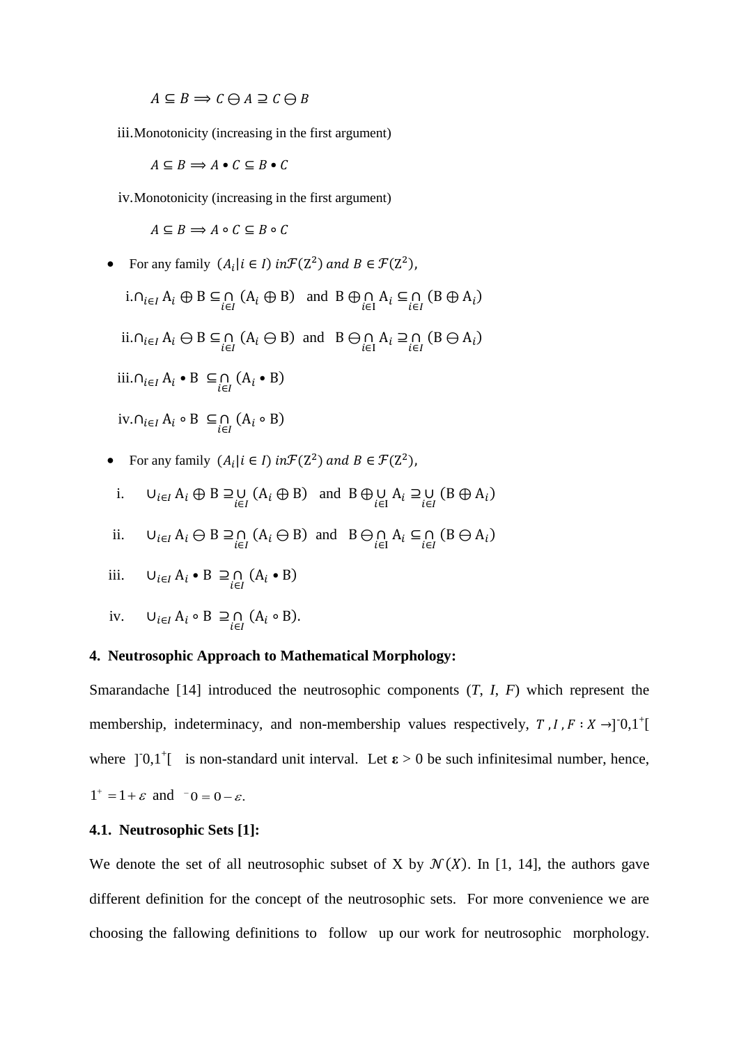$$A \subseteq B \Longrightarrow C \ominus A \supseteq C \ominus B$$

iii. Monotonicity (increasing in the first argument)

$$A \subseteq B \Longrightarrow A \bullet C \subseteq B \bullet C$$

iv. Monotonicity (increasing in the first argument)

$$A \subseteq B \Longrightarrow A \circ C \subseteq B \circ C$$

- For any family $(A_i | i \in I)$ $in \mathcal{F}(\mathrm{Z}^2)$ $and$ $B \in \mathcal{F}(\mathrm{Z}^2)$,

i. $\cap_{i\in I} \mathrm{A}_i \oplus \mathrm{B} \subseteq \bigcap_{i\in I} (\mathrm{A}_i \oplus \mathrm{B})$ and $\mathrm{B} \oplus \bigcap_{i\in \mathrm{I}} \mathrm{A}_i \subseteq \bigcap_{i\in I} (\mathrm{B} \oplus \mathrm{A}_i)$

ii. $\cap_{i\in I} \mathrm{A}_i \ominus \mathrm{B} \subseteq \bigcap_{i\in I} (\mathrm{A}_i \ominus \mathrm{B})$ and $\mathrm{B} \ominus \bigcap_{i\in \mathrm{I}} \mathrm{A}_i \supseteq \bigcap_{i\in I} (\mathrm{B} \ominus \mathrm{A}_i)$

iii. $\cap_{i\in I} \mathrm{A}_i \bullet \mathrm{B} \subseteq \bigcap_{i\in I} (\mathrm{A}_i \bullet \mathrm{B})$

iv. $\cap_{i\in I} \mathrm{A}_i \circ \mathrm{B} \subseteq \bigcap_{i\in I} (\mathrm{A}_i \circ \mathrm{B})$

- For any family $(A_i | i \in I)$ $in \mathcal{F}(\mathrm{Z}^2)$ $and$ $B \in \mathcal{F}(\mathrm{Z}^2)$,

i. $\cup_{i\in I} \mathrm{A}_i \oplus \mathrm{B} \supseteq \bigcup_{i\in I} (\mathrm{A}_i \oplus \mathrm{B})$ and $\mathrm{B} \oplus \bigcup_{i\in \mathrm{I}} \mathrm{A}_i \supseteq \bigcup_{i\in I} (\mathrm{B} \oplus \mathrm{A}_i)$

ii. $\cup_{i\in I} \mathrm{A}_i \ominus \mathrm{B} \supseteq \bigcap_{i\in I} (\mathrm{A}_i \ominus \mathrm{B})$ and $\mathrm{B} \ominus \bigcap_{i\in \mathrm{I}} \mathrm{A}_i \subseteq \bigcap_{i\in I} (\mathrm{B} \ominus \mathrm{A}_i)$

iii. $\cup_{i\in I} \mathrm{A}_i \bullet \mathrm{B} \supseteq \bigcap_{i\in I} (\mathrm{A}_i \bullet \mathrm{B})$

iv. $\cup_{i\in I} \mathrm{A}_i \circ \mathrm{B} \supseteq \bigcap_{i\in I} (\mathrm{A}_i \circ \mathrm{B})$.

## 4. Neutrosophic Approach to Mathematical Morphology:

Smarandache [14] introduced the neutrosophic components ($T$, $I$, $F$) which represent the membership, indeterminacy, and non-membership values respectively, $T, I, F : X \to ]^{-}0,1^{+}[$ where $]^{-}0,1^{+}[$ is non-standard unit interval. Let $\boldsymbol{\varepsilon} > 0$ be such infinitesimal number, hence, $1^{+} = 1 + \varepsilon$ and $^{-}0 = 0 - \varepsilon$.

### 4.1. Neutrosophic Sets [1]:

We denote the set of all neutrosophic subset of X by $\mathcal{N}(X)$. In [1, 14], the authors gave different definition for the concept of the neutrosophic sets. For more convenience we are choosing the fallowing definitions to follow up our work for neutrosophic morphology.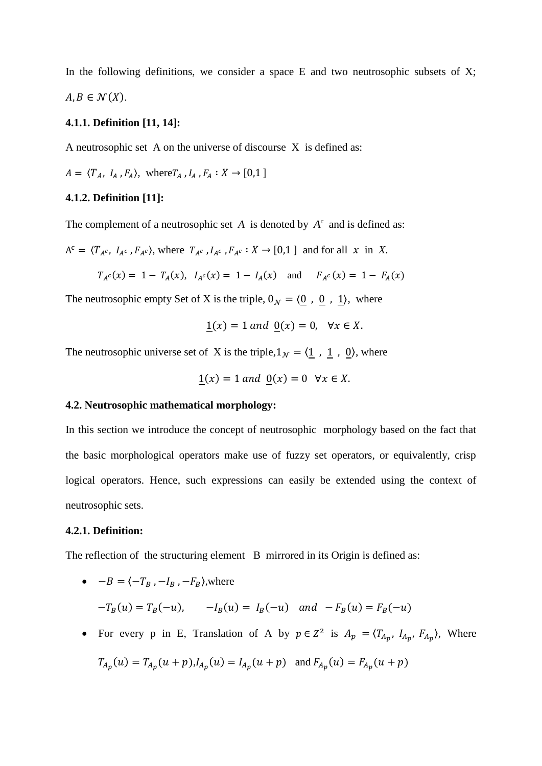In the following definitions, we consider a space E and two neutrosophic subsets of X; $A, B \in \mathcal{N}(X)$.

**4.1.1. Definition [11, 14]:**

A neutrosophic set A on the universe of discourse X is defined as:

$A = \langle T_A,\ I_A\ , F_A \rangle$, where $T_A\ , I_A\ , F_A : X \to [0,1\ ]$

**4.1.2. Definition [11]:**

The complement of a neutrosophic set $A$ is denoted by $A^c$ and is defined as:

$A^c = \langle T_{A^c},\ I_{A^c}\ , F_{A^c} \rangle$, where $T_{A^c}\ , I_{A^c}\ , F_{A^c} : X \to [0,1\ ]$ and for all $x$ in $X$.

$$T_{A^c}(x) = 1 - T_A(x),\quad I_{A^c}(x) = 1 - I_A(x) \quad \text{and} \quad F_{A^c}(x) = 1 - F_A(x)$$

The neutrosophic empty Set of X is the triple, $0_{\mathcal{N}} = \langle \underline{0}\ ,\ \underline{0}\ ,\ \underline{1} \rangle$, where

$$\underline{1}(x) = 1\ and\ \underline{0}(x) = 0, \quad \forall x \in X.$$

The neutrosophic universe set of X is the triple, $1_{\mathcal{N}} = \langle \underline{1}\ ,\ \underline{1}\ ,\ \underline{0} \rangle$, where

$$\underline{1}(x) = 1\ and\ \underline{0}(x) = 0 \quad \forall x \in X.$$

**4.2. Neutrosophic mathematical morphology:**

In this section we introduce the concept of neutrosophic morphology based on the fact that the basic morphological operators make use of fuzzy set operators, or equivalently, crisp logical operators. Hence, such expressions can easily be extended using the context of neutrosophic sets.

**4.2.1. Definition:**

The reflection of the structuring element B mirrored in its Origin is defined as:

- $-B = \langle -T_B\ , -I_B\ , -F_B \rangle$,where

  $-T_B(u) = T_B(-u), \qquad -I_B(u) = I_B(-u) \quad and \quad -F_B(u) = F_B(-u)$

- For every p in E, Translation of A by $p \in Z^2$ is $A_p = \langle T_{A_p},\ I_{A_p},\ F_{A_p} \rangle$, Where

  $T_{A_p}(u) = T_{A_p}(u + p)$, $I_{A_p}(u) = I_{A_p}(u + p)$ and $F_{A_p}(u) = F_{A_p}(u + p)$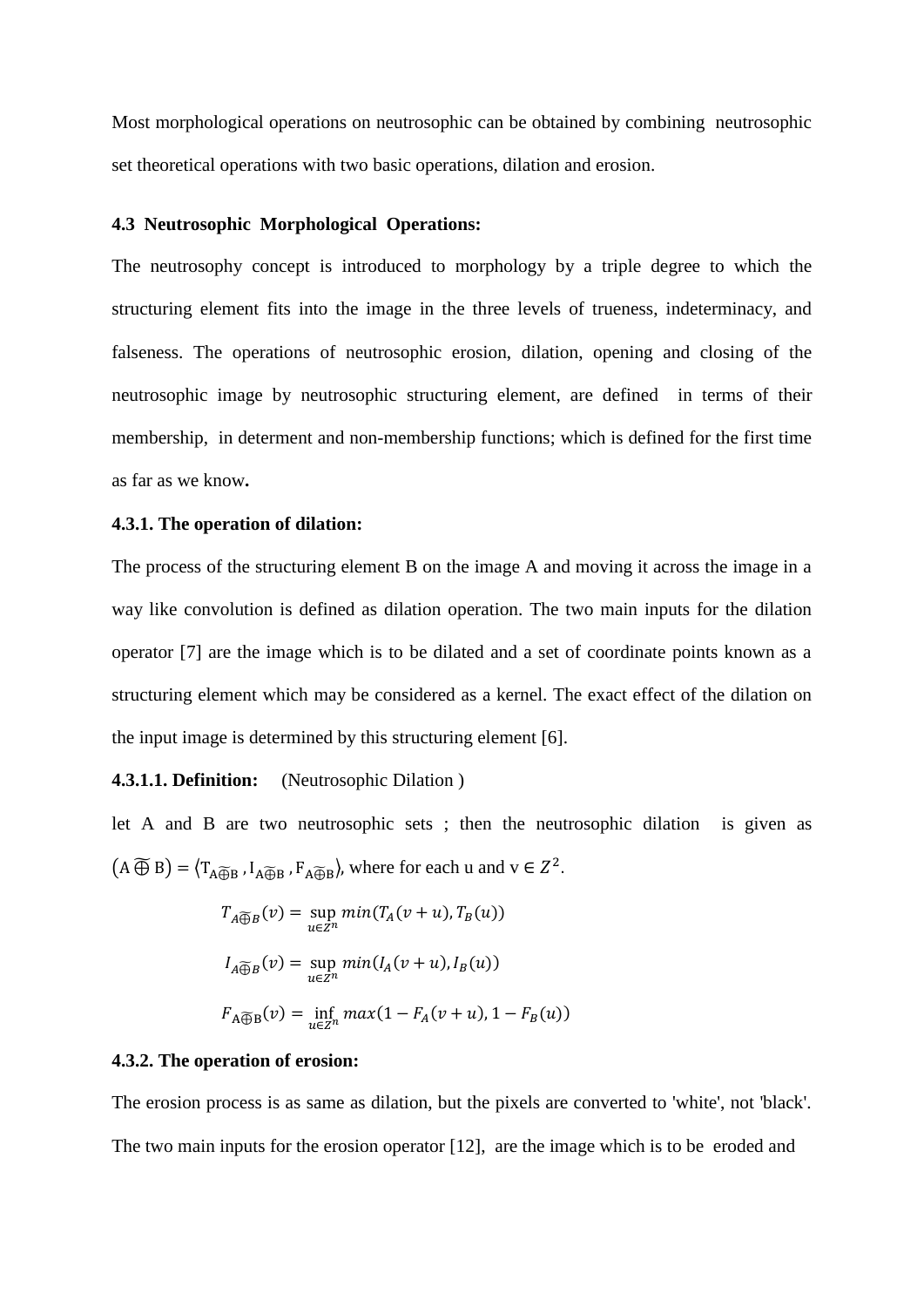Most morphological operations on neutrosophic can be obtained by combining neutrosophic set theoretical operations with two basic operations, dilation and erosion.

### 4.3 Neutrosophic Morphological Operations:

The neutrosophy concept is introduced to morphology by a triple degree to which the structuring element fits into the image in the three levels of trueness, indeterminacy, and falseness. The operations of neutrosophic erosion, dilation, opening and closing of the neutrosophic image by neutrosophic structuring element, are defined in terms of their membership, in determent and non-membership functions; which is defined for the first time as far as we know**.**

**4.3.1. The operation of dilation:**

The process of the structuring element B on the image A and moving it across the image in a way like convolution is defined as dilation operation. The two main inputs for the dilation operator [7] are the image which is to be dilated and a set of coordinate points known as a structuring element which may be considered as a kernel. The exact effect of the dilation on the input image is determined by this structuring element [6].

**4.3.1.1. Definition:** (Neutrosophic Dilation )

let A and B are two neutrosophic sets ; then the neutrosophic dilation is given as $\left(A \,\widetilde{\oplus}\, B\right) = \langle T_{A\widetilde{\oplus}B}, I_{A\widetilde{\oplus}B}, F_{A\widetilde{\oplus}B}\rangle$, where for each u and v $\in Z^2$.

$$T_{A\widetilde{\oplus}B}(v) = \sup_{u \in Z^n} min(T_A(v+u), T_B(u))$$

$$I_{A\widetilde{\oplus}B}(v) = \sup_{u \in Z^n} min(I_A(v+u), I_B(u))$$

$$F_{A\widetilde{\oplus}B}(v) = \inf_{u \in Z^n} max(1 - F_A(v+u), 1 - F_B(u))$$

**4.3.2. The operation of erosion:**

The erosion process is as same as dilation, but the pixels are converted to 'white', not 'black'. The two main inputs for the erosion operator [12], are the image which is to be eroded and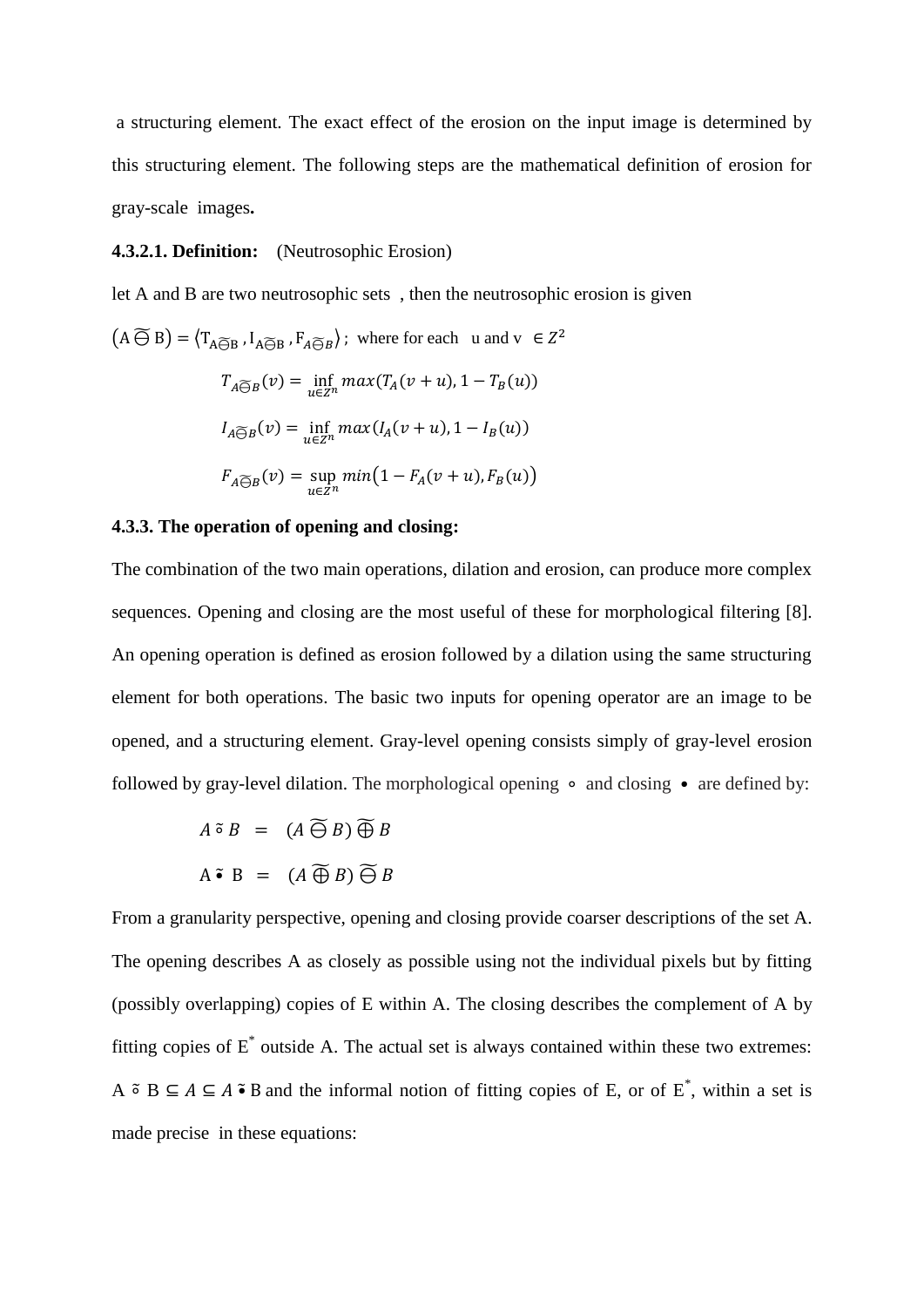a structuring element. The exact effect of the erosion on the input image is determined by this structuring element. The following steps are the mathematical definition of erosion for gray-scale images**.**

**4.3.2.1. Definition:** (Neutrosophic Erosion)

let A and B are two neutrosophic sets , then the neutrosophic erosion is given

$\left(A \mathbin{\widetilde{\ominus}} B\right) = \langle T_{A \widetilde{\ominus} B}, I_{A \widetilde{\ominus} B}, F_{A \widetilde{\ominus} B} \rangle$ ; where for each u and v $\in Z^2$

$$T_{A \widetilde{\ominus} B}(v) = \inf_{u \in Z^n} max(T_A(v+u), 1 - T_B(u))$$

$$I_{A \widetilde{\ominus} B}(v) = \inf_{u \in Z^n} max(I_A(v+u), 1 - I_B(u))$$

$$F_{A \widetilde{\ominus} B}(v) = \sup_{u \in Z^n} min\left(1 - F_A(v+u), F_B(u)\right)$$

**4.3.3. The operation of opening and closing:**

The combination of the two main operations, dilation and erosion, can produce more complex sequences. Opening and closing are the most useful of these for morphological filtering [8]. An opening operation is defined as erosion followed by a dilation using the same structuring element for both operations. The basic two inputs for opening operator are an image to be opened, and a structuring element. Gray-level opening consists simply of gray-level erosion followed by gray-level dilation. The morphological opening $\circ$ and closing $\bullet$ are defined by:

$$A \mathbin{\tilde{\circ}} B = (A \mathbin{\widetilde{\ominus}} B) \mathbin{\widetilde{\oplus}} B$$

$$A \mathbin{\tilde{\bullet}} B = (A \mathbin{\widetilde{\oplus}} B) \mathbin{\widetilde{\ominus}} B$$

From a granularity perspective, opening and closing provide coarser descriptions of the set A. The opening describes A as closely as possible using not the individual pixels but by fitting (possibly overlapping) copies of E within A. The closing describes the complement of A by fitting copies of $E^*$ outside A. The actual set is always contained within these two extremes: $A \mathbin{\tilde{\circ}} B \subseteq A \subseteq A \mathbin{\tilde{\bullet}} B$ and the informal notion of fitting copies of E, or of $E^*$, within a set is made precise in these equations: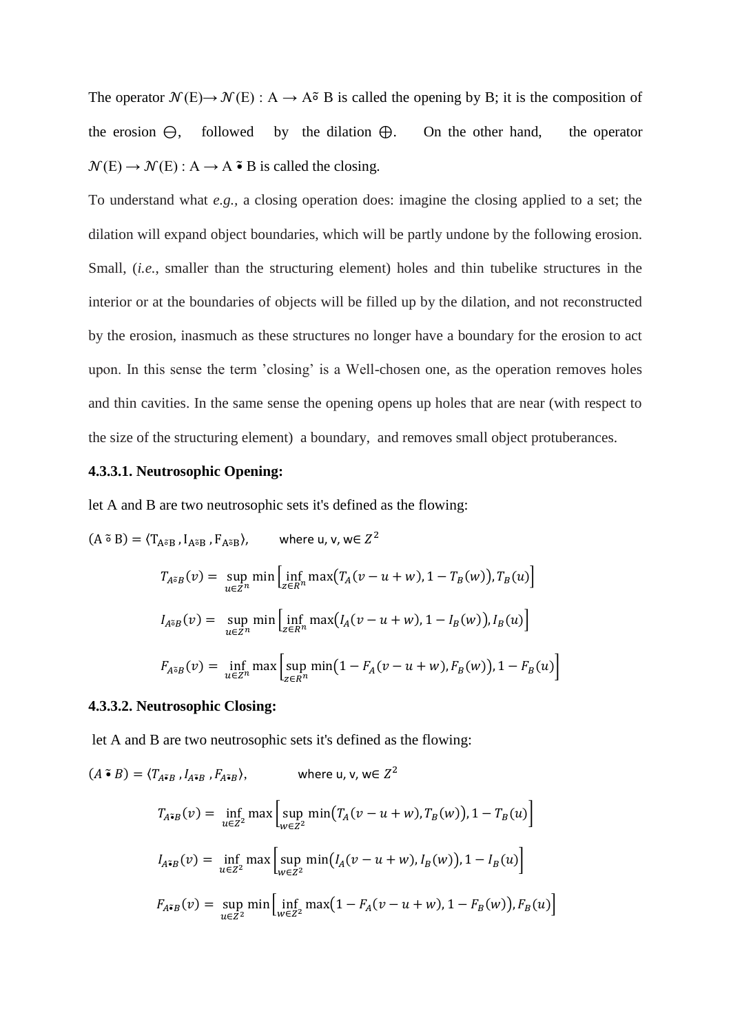The operator $\mathcal{N}(E) \rightarrow \mathcal{N}(E) : A \rightarrow A \tilde{\circ} B$ is called the opening by B; it is the composition of the erosion $\ominus$, followed by the dilation $\oplus$. On the other hand, the operator $\mathcal{N}(E) \rightarrow \mathcal{N}(E) : A \rightarrow A \tilde{\bullet} B$ is called the closing.

To understand what *e.g.*, a closing operation does: imagine the closing applied to a set; the dilation will expand object boundaries, which will be partly undone by the following erosion. Small, (*i.e.*, smaller than the structuring element) holes and thin tubelike structures in the interior or at the boundaries of objects will be filled up by the dilation, and not reconstructed by the erosion, inasmuch as these structures no longer have a boundary for the erosion to act upon. In this sense the term 'closing' is a Well-chosen one, as the operation removes holes and thin cavities. In the same sense the opening opens up holes that are near (with respect to the size of the structuring element) a boundary, and removes small object protuberances.

**4.3.3.1. Neutrosophic Opening:**

let A and B are two neutrosophic sets it's defined as the flowing:

$(A \tilde{\circ} B) = \langle T_{A\tilde{\circ}B}, I_{A\tilde{\circ}B}, F_{A\tilde{\circ}B} \rangle$, where u, v, w$\in Z^2$

$$T_{A\tilde{\circ}B}(v) = \sup_{u \in Z^n} \min\left[\inf_{z \in R^n} \max\big(T_A(v-u+w), 1-T_B(w)\big), T_B(u)\right]$$

$$I_{A\tilde{\circ}B}(v) = \sup_{u \in Z^n} \min\left[\inf_{z \in R^n} \max\big(I_A(v-u+w), 1-I_B(w)\big), I_B(u)\right]$$

$$F_{A\tilde{\circ}B}(v) = \inf_{u \in Z^n} \max\left[\sup_{z \in R^n} \min\big(1-F_A(v-u+w), F_B(w)\big), 1-F_B(u)\right]$$

**4.3.3.2. Neutrosophic Closing:**

let A and B are two neutrosophic sets it's defined as the flowing:

$(A \tilde{\bullet} B) = \langle T_{A\tilde{\bullet}B}, I_{A\tilde{\bullet}B}, F_{A\tilde{\bullet}B} \rangle$, where u, v, w$\in Z^2$

$$T_{A\tilde{\bullet}B}(v) = \inf_{u \in Z^2} \max\left[\sup_{w \in Z^2} \min\big(T_A(v-u+w), T_B(w)\big), 1-T_B(u)\right]$$

$$I_{A\tilde{\bullet}B}(v) = \inf_{u \in Z^2} \max\left[\sup_{w \in Z^2} \min\big(I_A(v-u+w), I_B(w)\big), 1-I_B(u)\right]$$

$$F_{A\tilde{\bullet}B}(v) = \sup_{u \in Z^2} \min\left[\inf_{w \in Z^2} \max\big(1-F_A(v-u+w), 1-F_B(w)\big), F_B(u)\right]$$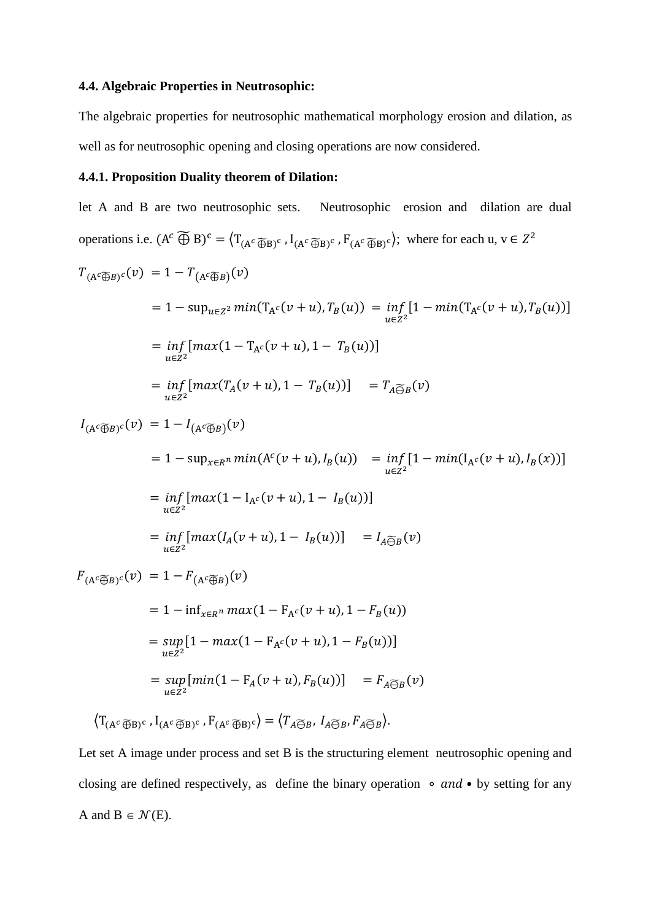**4.4. Algebraic Properties in Neutrosophic:**

The algebraic properties for neutrosophic mathematical morphology erosion and dilation, as well as for neutrosophic opening and closing operations are now considered.

**4.4.1. Proposition Duality theorem of Dilation:**

let A and B are two neutrosophic sets. Neutrosophic erosion and dilation are dual operations i.e. $(\mathrm{A}^c \,\widetilde{\oplus}\, \mathrm{B})^{\mathrm{c}} = \langle \mathrm{T}_{(\mathrm{A}^c \widetilde{\oplus} \mathrm{B})^c}, \mathrm{I}_{(\mathrm{A}^c \widetilde{\oplus} \mathrm{B})^c}, \mathrm{F}_{(\mathrm{A}^c \widetilde{\oplus} \mathrm{B})^c} \rangle$; where for each u, v $\in Z^2$

$$
\begin{aligned}
T_{(\mathrm{A}^c \widetilde{\oplus} B)^c}(v) &= 1 - T_{(\mathrm{A}^c \widetilde{\oplus} B)}(v) \\
&= 1 - \sup_{u \in Z^2} min(\mathrm{T}_{\mathrm{A}^c}(v+u), T_B(u)) = \inf_{u \in Z^2} [1 - min(\mathrm{T}_{\mathrm{A}^c}(v+u), T_B(u))] \\
&= \inf_{u \in Z^2} [max(1 - \mathrm{T}_{\mathrm{A}^c}(v+u), 1 - T_B(u))] \\
&= \inf_{u \in Z^2} [max(T_A(v+u), 1 - T_B(u))] \quad = T_{A \widetilde{\ominus} B}(v)
\end{aligned}
$$

$$
\begin{aligned}
I_{(\mathrm{A}^c \widetilde{\oplus} B)^c}(v) &= 1 - I_{(\mathrm{A}^c \widetilde{\oplus} B)}(v) \\
&= 1 - \sup_{x \in R^n} min(\mathrm{A}^c(v+u), I_B(u)) \quad = \inf_{u \in Z^2} [1 - min(\mathrm{I}_{\mathrm{A}^c}(v+u), I_B(x))] \\
&= \inf_{u \in Z^2} [max(1 - \mathrm{I}_{\mathrm{A}^c}(v+u), 1 - I_B(u))] \\
&= \inf_{u \in Z^2} [max(I_A(v+u), 1 - I_B(u))] \quad = I_{A \widetilde{\ominus} B}(v)
\end{aligned}
$$

$$
\begin{aligned}
F_{(\mathrm{A}^c \widetilde{\oplus} B)^c}(v) &= 1 - F_{(\mathrm{A}^c \widetilde{\oplus} B)}(v) \\
&= 1 - \inf_{x \in R^n} max(1 - \mathrm{F}_{\mathrm{A}^c}(v+u), 1 - F_B(u)) \\
&= \sup_{u \in Z^2} [1 - max(1 - \mathrm{F}_{\mathrm{A}^c}(v+u), 1 - F_B(u))] \\
&= \sup_{u \in Z^2} [min(1 - \mathrm{F}_A(v+u), F_B(u))] \quad = F_{A \widetilde{\ominus} B}(v)
\end{aligned}
$$

$$
\langle \mathrm{T}_{(\mathrm{A}^c \widetilde{\oplus} \mathrm{B})^c}, \mathrm{I}_{(\mathrm{A}^c \widetilde{\oplus} \mathrm{B})^c}, \mathrm{F}_{(\mathrm{A}^c \widetilde{\oplus} \mathrm{B})^c} \rangle = \langle T_{A \widetilde{\ominus} B}, I_{A \widetilde{\ominus} B}, F_{A \widetilde{\ominus} B} \rangle.
$$

Let set A image under process and set B is the structuring element neutrosophic opening and closing are defined respectively, as define the binary operation $\circ$ *and* $\bullet$ by setting for any A and B $\in \mathcal{N}(\mathrm{E})$.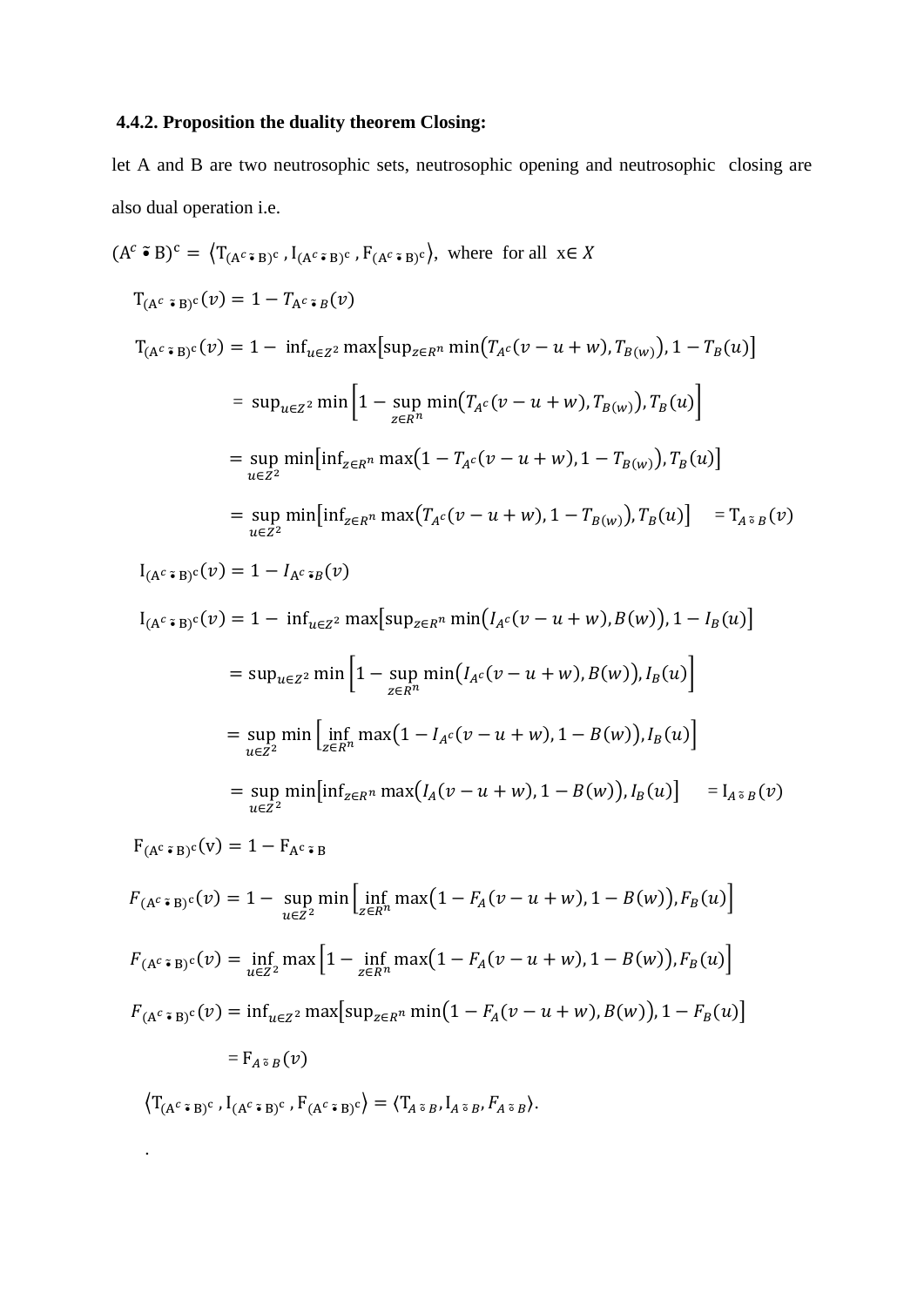**4.4.2. Proposition the duality theorem Closing:**

let A and B are two neutrosophic sets, neutrosophic opening and neutrosophic closing are also dual operation i.e.

$(\mathrm{A}^c \tilde{\bullet} \mathrm{B})^c = \langle \mathrm{T}_{(\mathrm{A}^c \tilde{\bullet} \mathrm{B})^c}, \mathrm{I}_{(\mathrm{A}^c \tilde{\bullet} \mathrm{B})^c}, \mathrm{F}_{(\mathrm{A}^c \tilde{\bullet} \mathrm{B})^c} \rangle$, where for all $x \in X$

$$\mathrm{T}_{(\mathrm{A}^c \tilde{\bullet} \mathrm{B})^c}(v) = 1 - T_{\mathrm{A}^c \tilde{\bullet} B}(v)$$

$$\mathrm{T}_{(\mathrm{A}^c \tilde{\bullet} \mathrm{B})^c}(v) = 1 - \inf_{u \in Z^2} \max\left[\sup_{z \in R^n} \min\left(T_{A^c}(v-u+w), T_{B(w)}\right), 1 - T_B(u)\right]$$

$$= \sup_{u \in Z^2} \min\left[1 - \sup_{z \in R^n} \min\left(T_{A^c}(v-u+w), T_{B(w)}\right), T_B(u)\right]$$

$$= \sup_{u \in Z^2} \min\left[\inf_{z \in R^n} \max\left(1 - T_{A^c}(v-u+w), 1 - T_{B(w)}\right), T_B(u)\right]$$

$$= \sup_{u \in Z^2} \min\left[\inf_{z \in R^n} \max\left(T_{A^c}(v-u+w), 1 - T_{B(w)}\right), T_B(u)\right] \quad = \mathrm{T}_{A \tilde{\circ} B}(v)$$

$$\mathrm{I}_{(\mathrm{A}^c \tilde{\bullet} \mathrm{B})^c}(v) = 1 - I_{\mathrm{A}^c \tilde{\bullet} B}(v)$$

$$\mathrm{I}_{(\mathrm{A}^c \tilde{\bullet} \mathrm{B})^c}(v) = 1 - \inf_{u \in Z^2} \max\left[\sup_{z \in R^n} \min\left(I_{A^c}(v-u+w), B(w)\right), 1 - I_B(u)\right]$$

$$= \sup_{u \in Z^2} \min\left[1 - \sup_{z \in R^n} \min\left(I_{A^c}(v-u+w), B(w)\right), I_B(u)\right]$$

$$= \sup_{u \in Z^2} \min\left[\inf_{z \in R^n} \max\left(1 - I_{A^c}(v-u+w), 1 - B(w)\right), I_B(u)\right]$$

$$= \sup_{u \in Z^2} \min\left[\inf_{z \in R^n} \max\left(I_A(v-u+w), 1 - B(w)\right), I_B(u)\right] \quad = \mathrm{I}_{A \tilde{\circ} B}(v)$$

$$\mathrm{F}_{(\mathrm{A}^c \tilde{\bullet} \mathrm{B})^c}(\mathrm{v}) = 1 - \mathrm{F}_{\mathrm{A}^c \tilde{\bullet} \mathrm{B}}$$

$$F_{(\mathrm{A}^c \tilde{\bullet} \mathrm{B})^c}(v) = 1 - \sup_{u \in Z^2} \min\left[\inf_{z \in R^n} \max\left(1 - F_A(v-u+w), 1 - B(w)\right), F_B(u)\right]$$

$$F_{(\mathrm{A}^c \tilde{\bullet} \mathrm{B})^c}(v) = \inf_{u \in Z^2} \max\left[1 - \inf_{z \in R^n} \max\left(1 - F_A(v-u+w), 1 - B(w)\right), F_B(u)\right]$$

$$F_{(\mathrm{A}^c \tilde{\bullet} \mathrm{B})^c}(v) = \inf_{u \in Z^2} \max\left[\sup_{z \in R^n} \min\left(1 - F_A(v-u+w), B(w)\right), 1 - F_B(u)\right]$$

$$= \mathrm{F}_{A \tilde{\circ} B}(v)$$

$$\langle \mathrm{T}_{(\mathrm{A}^c \tilde{\bullet} \mathrm{B})^c}, \mathrm{I}_{(\mathrm{A}^c \tilde{\bullet} \mathrm{B})^c}, \mathrm{F}_{(\mathrm{A}^c \tilde{\bullet} \mathrm{B})^c} \rangle = \langle \mathrm{T}_{A \tilde{\circ} B}, \mathrm{I}_{A \tilde{\circ} B}, F_{A \tilde{\circ} B} \rangle.$$

.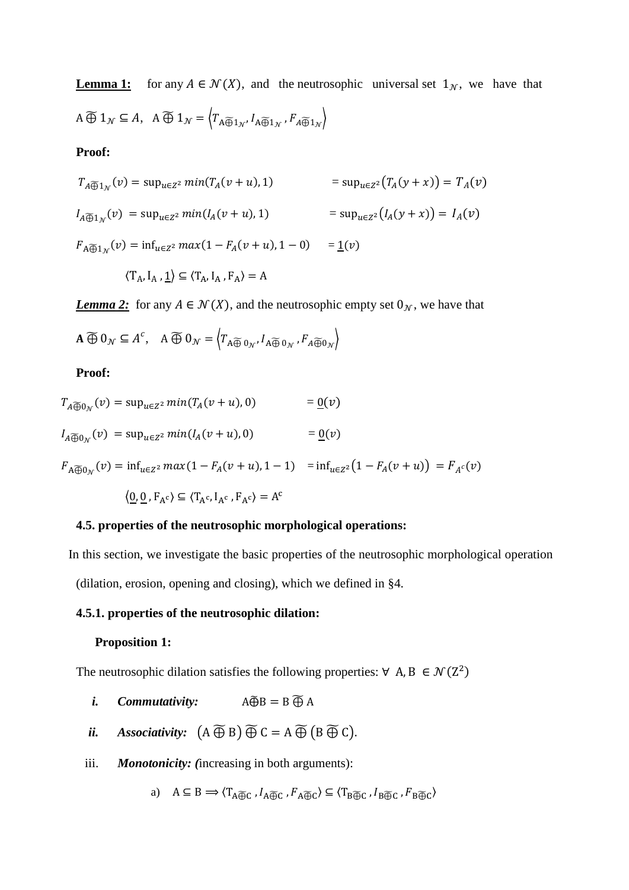**Lemma 1:** for any $A \in \mathcal{N}(X)$, and the neutrosophic universal set $1_{\mathcal{N}}$, we have that

$\mathrm{A} \widetilde{\oplus} 1_{\mathcal{N}} \subseteq A$, $\mathrm{A} \widetilde{\oplus} 1_{\mathcal{N}} = \left\langle T_{\mathrm{A}\widetilde{\oplus}1_{\mathcal{N}}}, I_{\mathrm{A}\widetilde{\oplus}1_{\mathcal{N}}}, F_{A\widetilde{\oplus}1_{\mathcal{N}}} \right\rangle$

**Proof:**

$$T_{A\widetilde{\oplus}1_{\mathcal{N}}}(v) = \sup_{u \in Z^2} min(T_A(v+u), 1) \qquad = \sup_{u \in Z^2}\big(T_A(y+x)\big) = T_A(v)$$

$$I_{A\widetilde{\oplus}1_{\mathcal{N}}}(v) = \sup_{u \in Z^2} min(I_A(v+u), 1) \qquad = \sup_{u \in Z^2}\big(I_A(y+x)\big) = I_A(v)$$

$$F_{\mathrm{A}\widetilde{\oplus}1_{\mathcal{N}}}(v) = \inf_{u \in Z^2} max(1 - F_A(v+u), 1-0) \qquad = \underline{1}(v)$$

$$\langle \mathrm{T_A}, \mathrm{I_A}, \underline{1} \rangle \subseteq \langle \mathrm{T_A}, \mathrm{I_A}, \mathrm{F_A} \rangle = \mathrm{A}$$

***Lemma 2:*** for any $A \in \mathcal{N}(X)$, and the neutrosophic empty set $0_{\mathcal{N}}$, we have that

$\mathbf{A} \widetilde{\oplus} 0_{\mathcal{N}} \subseteq A^c$, $\mathrm{A} \widetilde{\oplus} 0_{\mathcal{N}} = \left\langle T_{\mathrm{A}\widetilde{\oplus}\,0_{\mathcal{N}}}, I_{\mathrm{A}\widetilde{\oplus}\,0_{\mathcal{N}}}, F_{A\widetilde{\oplus}0_{\mathcal{N}}} \right\rangle$

**Proof:**

$$T_{A\widetilde{\oplus}0_{\mathcal{N}}}(v) = \sup_{u \in Z^2} min(T_A(v+u), 0) \qquad = \underline{0}(v)$$

$$I_{A\widetilde{\oplus}0_{\mathcal{N}}}(v) = \sup_{u \in Z^2} min(I_A(v+u), 0) \qquad = \underline{0}(v)$$

$$F_{\mathrm{A}\widetilde{\oplus}0_{\mathcal{N}}}(v) = \inf_{u \in Z^2} max(1 - F_A(v+u), 1-1) \quad = \inf_{u \in Z^2}\big(1 - F_A(v+u)\big) = F_{A^c}(v)$$

$$\langle \underline{0}, \underline{0}, \mathrm{F_{A^c}} \rangle \subseteq \langle \mathrm{T_{A^c}}, \mathrm{I_{A^c}}, \mathrm{F_{A^c}} \rangle = \mathrm{A^c}$$

**4.5. properties of the neutrosophic morphological operations:**

In this section, we investigate the basic properties of the neutrosophic morphological operation (dilation, erosion, opening and closing), which we defined in §4.

**4.5.1. properties of the neutrosophic dilation:**

**Proposition 1:**

The neutrosophic dilation satisfies the following properties: $\forall\ \mathrm{A}, \mathrm{B} \in \mathcal{N}(\mathrm{Z}^2)$

- ***i.*** ***Commutativity:*** $\mathrm{A}\widetilde{\oplus}\mathrm{B} = \mathrm{B}\,\widetilde{\oplus}\,\mathrm{A}$
- ***ii.*** ***Associativity:*** $\big(\mathrm{A} \,\widetilde{\oplus}\, \mathrm{B}\big) \,\widetilde{\oplus}\, \mathrm{C} = \mathrm{A} \,\widetilde{\oplus}\, \big(\mathrm{B} \,\widetilde{\oplus}\, \mathrm{C}\big)$.
- iii. ***Monotonicity: (***increasing in both arguments):
  - a) $\mathrm{A} \subseteq \mathrm{B} \Longrightarrow \langle \mathrm{T_{A\widetilde{\oplus}C}}, I_{\mathrm{A}\widetilde{\oplus}\mathrm{C}}, F_{\mathrm{A}\widetilde{\oplus}\mathrm{C}} \rangle \subseteq \langle \mathrm{T_{B\widetilde{\oplus}C}}, I_{\mathrm{B}\widetilde{\oplus}\mathrm{C}}, F_{\mathrm{B}\widetilde{\oplus}\mathrm{C}} \rangle$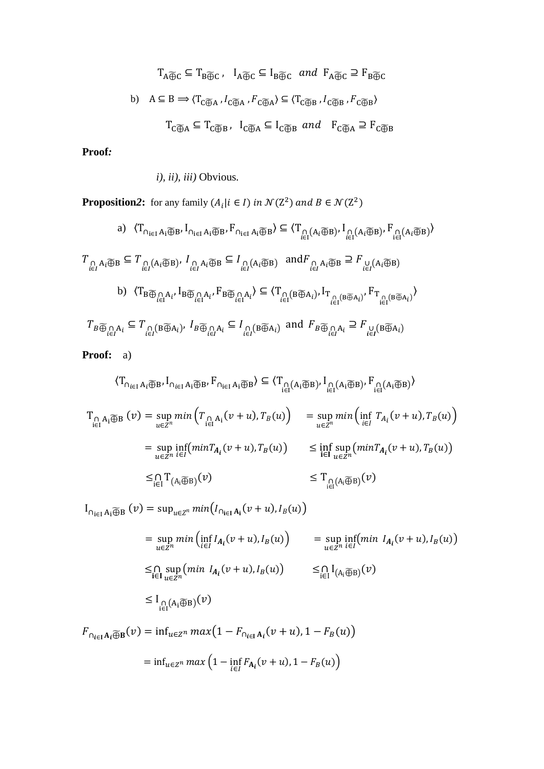$$T_{A\widetilde{\oplus}C} \subseteq T_{B\widetilde{\oplus}C}\,,\quad I_{A\widetilde{\oplus}C} \subseteq I_{B\widetilde{\oplus}C} \;\; and \;\; F_{A\widetilde{\oplus}C} \supseteq F_{B\widetilde{\oplus}C}$$

b) $A \subseteq B \Longrightarrow \langle T_{C\widetilde{\oplus}A}\,, I_{C\widetilde{\oplus}A}\,, F_{C\widetilde{\oplus}A}\rangle \subseteq \langle T_{C\widetilde{\oplus}B}\,, I_{C\widetilde{\oplus}B}\,, F_{C\widetilde{\oplus}B}\rangle$

$$T_{C\widetilde{\oplus}A} \subseteq T_{C\widetilde{\oplus}B}\,,\quad I_{C\widetilde{\oplus}A} \subseteq I_{C\widetilde{\oplus}B} \;\; and \;\; F_{C\widetilde{\oplus}A} \supseteq F_{C\widetilde{\oplus}B}$$

**Proof*:***

*i), ii), iii)* Obvious.

**Proposition*2*:** for any family $(A_i | i \in I)$ $in$ $\mathcal{N}(Z^2)$ $and$ $B \in \mathcal{N}(Z^2)$

a) $\langle T_{\cap_{i\in I} A_i\widetilde{\oplus}B}, I_{\cap_{i\in I} A_i\widetilde{\oplus}B}, F_{\cap_{i\in I} A_i\widetilde{\oplus}B}\rangle \subseteq \langle T_{\bigcap_{i\in I}(A_i\widetilde{\oplus}B)}, I_{\bigcap_{i\in I}(A_i\widetilde{\oplus}B)}, F_{\bigcap_{i\in I}(A_i\widetilde{\oplus}B)}\rangle$

$T_{\bigcap_{i\in I} A_i\widetilde{\oplus}B} \subseteq T_{\bigcap_{i\in I}(A_i\widetilde{\oplus}B)}$, $I_{\bigcap_{i\in I} A_i\widetilde{\oplus}B} \subseteq I_{\bigcap_{i\in I}(A_i\widetilde{\oplus}B)}$ and $F_{\bigcap_{i\in I} A_i\widetilde{\oplus}B} \supseteq F_{\bigcup_{i\in I}(A_i\widetilde{\oplus}B)}$

b) $\langle T_{B\widetilde{\oplus}\bigcap_{i\in I} A_i}, I_{B\widetilde{\oplus}\bigcap_{i\in I} A_i}, F_{B\widetilde{\oplus}\bigcap_{i\in I} A_i}\rangle \subseteq \langle T_{\bigcap_{i\in I}(B\widetilde{\oplus}A_i)}, I_{T_{\bigcap_{i\in I}(B\widetilde{\oplus}A_i)}}, F_{T_{\bigcap_{i\in I}(B\widetilde{\oplus}A_i)}}\rangle$

$T_{B\widetilde{\oplus}\bigcap_{i\in I} A_i} \subseteq T_{\bigcap_{i\in I}(B\widetilde{\oplus}A_i)}$, $I_{B\widetilde{\oplus}\bigcap_{i\in I} A_i} \subseteq I_{\bigcap_{i\in I}(B\widetilde{\oplus}A_i)}$ and $F_{B\widetilde{\oplus}\bigcap_{i\in I} A_i} \supseteq F_{\bigcup_{i\in I}(B\widetilde{\oplus}A_i)}$

**Proof:** a)

$$\langle T_{\cap_{i\in I} A_i\widetilde{\oplus}B}, I_{\cap_{i\in I} A_i\widetilde{\oplus}B}, F_{\cap_{i\in I} A_i\widetilde{\oplus}B}\rangle \subseteq \langle T_{\bigcap_{i\in I}(A_i\widetilde{\oplus}B)}, I_{\bigcap_{i\in I}(A_i\widetilde{\oplus}B)}, F_{\bigcap_{i\in I}(A_i\widetilde{\oplus}B)}\rangle$$

$$\begin{aligned}
T_{\bigcap_{i\in I} A_i\widetilde{\oplus}B}(v) &= \sup_{u\in Z^n} min\left(T_{\bigcap_{i\in I} A_i}(v+u), T_B(u)\right) &&= \sup_{u\in Z^n} min\left(\inf_{i\in I} T_{A_i}(v+u), T_B(u)\right)\\
&= \sup_{u\in Z^n}\inf_{i\in I}\left(min T_{A_i}(v+u), T_B(u)\right) &&\le \inf_{i\in I}\sup_{u\in Z^n}\left(min T_{A_i}(v+u), T_B(u)\right)\\
&\le \bigcap_{i\in I} T_{(A_i\widetilde{\oplus}B)}(v) &&\le T_{\bigcap_{i\in I}(A_i\widetilde{\oplus}B)}(v)
\end{aligned}$$

$$\begin{aligned}
I_{\cap_{i\in I} A_i\widetilde{\oplus}B}(v) &= \sup_{u\in Z^n} min\left(I_{\cap_{i\in I} A_i}(v+u), I_B(u)\right)\\
&= \sup_{u\in Z^n} min\left(\inf_{i\in I} I_{A_i}(v+u), I_B(u)\right) \qquad = \sup_{u\in Z^n}\inf_{i\in I}\left(min\;\; I_{A_i}(v+u), I_B(u)\right)\\
&\le \bigcap_{i\in I}\sup_{u\in Z^n}\left(min\;\; I_{A_i}(v+u), I_B(u)\right) \qquad \le \bigcap_{i\in I} I_{(A_i\widetilde{\oplus}B)}(v)\\
&\le I_{\bigcap_{i\in I}(A_i\widetilde{\oplus}B)}(v)
\end{aligned}$$

$$\begin{aligned}
F_{\cap_{i\in I} A_i\widetilde{\oplus}B}(v) &= \inf_{u\in Z^n} max\left(1 - F_{\cap_{i\in I} A_i}(v+u), 1 - F_B(u)\right)\\
&= \inf_{u\in Z^n} max\left(1 - \inf_{i\in I} F_{A_i}(v+u), 1 - F_B(u)\right)
\end{aligned}$$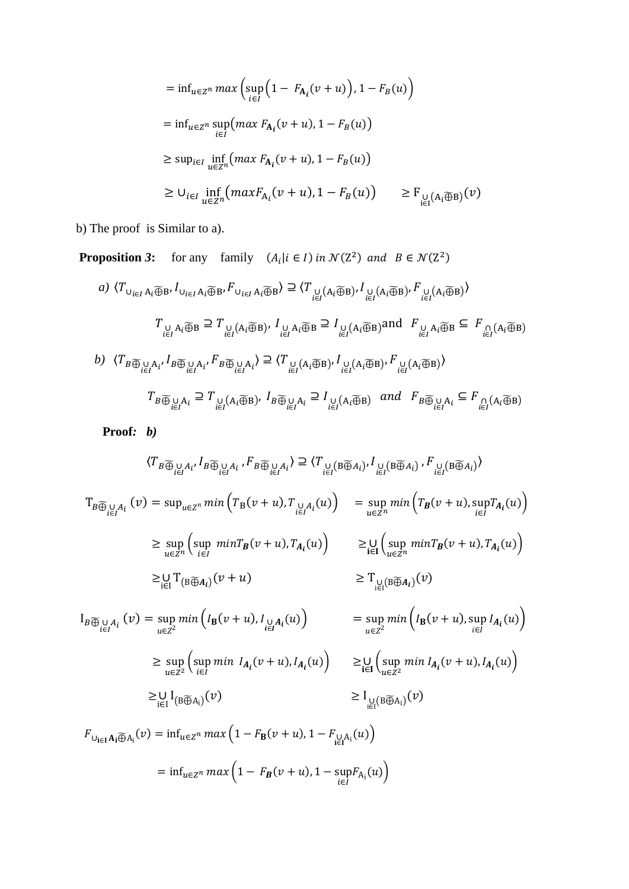$$= \inf_{u\in Z^n} max\left(\sup_{i\in I}\left(1- F_{\mathbf{A_i}}(v+u)\right), 1-F_B(u)\right)$$

$$= \inf_{u\in Z^n} \sup_{i\in I}\left(max\ F_{\mathbf{A_i}}(v+u), 1-F_B(u)\right)$$

$$\geq \sup_{i\in I} \inf_{u\in Z^n}\left(max\ F_{\mathbf{A_i}}(v+u), 1-F_B(u)\right)$$

$$\geq \cup_{i\in I} \inf_{u\in Z^n}\left(maxF_{\mathrm{A}_i}(v+u), 1-F_B(u)\right) \qquad \geq \mathrm{F}_{\underset{\mathrm{i\in I}}{\cup}(\mathrm{A_i}\widetilde{\oplus}\mathrm{B})}(v)$$

b) The proof is Similar to a).

**Proposition *3*:** for any family $(A_i|i \in I)\ in\ \mathcal{N}(\mathrm{Z}^2)\ and\ \ B\in\mathcal{N}(\mathrm{Z}^2)$

*a)* $\langle T_{\cup_{i\in I}\mathrm{A}_i\widetilde{\oplus}\mathrm{B}}, I_{\cup_{i\in I}\mathrm{A}_i\widetilde{\oplus}\mathrm{B}}, F_{\cup_{i\in I}\mathrm{A}_i\widetilde{\oplus}\mathrm{B}}\rangle \supseteq \langle T_{\underset{i\in I}{\cup}(\mathrm{A}_i\widetilde{\oplus}\mathrm{B})}, I_{\underset{i\in I}{\cup}(\mathrm{A}_i\widetilde{\oplus}\mathrm{B})}, F_{\underset{i\in I}{\cup}(\mathrm{A}_i\widetilde{\oplus}\mathrm{B})}\rangle$

$$T_{\underset{i\in I}{\cup}\mathrm{A}_i\widetilde{\oplus}\mathrm{B}} \supseteq T_{\underset{i\in I}{\cup}(\mathrm{A}_i\widetilde{\oplus}\mathrm{B})},\ I_{\underset{i\in I}{\cup}\mathrm{A}_i\widetilde{\oplus}\mathrm{B}} \supseteq I_{\underset{i\in I}{\cup}(\mathrm{A}_i\widetilde{\oplus}\mathrm{B})} \text{and}\ \ F_{\underset{i\in I}{\cup}\mathrm{A}_i\widetilde{\oplus}\mathrm{B}} \subseteq F_{\underset{i\in I}{\cap}(\mathrm{A}_i\widetilde{\oplus}\mathrm{B})}$$

*b)* $\langle T_{B\widetilde{\oplus}\underset{i\in I}{\cup}\mathrm{A}_i}, I_{B\widetilde{\oplus}\underset{i\in I}{\cup}\mathrm{A}_i}, F_{B\widetilde{\oplus}\underset{i\in I}{\cup}\mathrm{A}_i}\rangle \supseteq \langle T_{\underset{i\in I}{\cup}(\mathrm{A}_i\widetilde{\oplus}\mathrm{B})}, I_{\underset{i\in I}{\cup}(\mathrm{A}_i\widetilde{\oplus}\mathrm{B})}, F_{\underset{i\in I}{\cup}(\mathrm{A}_i\widetilde{\oplus}\mathrm{B})}\rangle$

$$T_{B\widetilde{\oplus}\underset{i\in I}{\cup}\mathrm{A}_i} \supseteq T_{\underset{i\in I}{\cup}(\mathrm{A}_i\widetilde{\oplus}\mathrm{B})},\ I_{B\widetilde{\oplus}\underset{i\in I}{\cup}\mathrm{A}_i} \supseteq I_{\underset{i\in I}{\cup}(\mathrm{A}_i\widetilde{\oplus}\mathrm{B})}\ \ and\ \ F_{B\widetilde{\oplus}\underset{i\in I}{\cup}\mathrm{A}_i} \subseteq F_{\underset{i\in I}{\cap}(\mathrm{A}_i\widetilde{\oplus}\mathrm{B})}$$

**Proof*:* *b)***

$$\langle T_{B\widetilde{\oplus}\underset{i\in I}{\cup}A_i}, I_{B\widetilde{\oplus}\underset{i\in I}{\cup}A_i}, F_{B\widetilde{\oplus}\underset{i\in I}{\cup}A_i}\rangle \supseteq \langle T_{\underset{i\in I}{\cup}(\mathrm{B}\widetilde{\oplus}A_i)}, I_{\underset{i\in I}{\cup}(\mathrm{B}\widetilde{\oplus}A_i)}, F_{\underset{i\in I}{\cup}(\mathrm{B}\widetilde{\oplus}A_i)}\rangle$$

$$\mathrm{T}_{B\widetilde{\oplus}\underset{i\in I}{\cup}A_i}(v) = \sup_{u\in Z^n} min\left(T_\mathrm{B}(v+u), T_{\underset{i\in I}{\cup}A_i}(u)\right) \quad = \sup_{u\in Z^n} min\left(T_{\boldsymbol{B}}(v+u), \sup_{i\in I} T_{\boldsymbol{A_i}}(u)\right)$$

$$\geq \sup_{u\in Z^n}\left(\sup_{i\in I}\ minT_{\boldsymbol{B}}(v+u), T_{\boldsymbol{A_i}}(u)\right) \qquad \geq \underset{\mathbf{i\in I}}{\cup}\left(\sup_{u\in Z^n} minT_{\boldsymbol{B}}(v+u), T_{\boldsymbol{A_i}}(u)\right)$$

$$\geq \underset{\mathrm{i\in I}}{\cup}\mathrm{T}_{(\mathrm{B}\widetilde{\oplus}\boldsymbol{A_i})}(v+u) \qquad \geq \mathrm{T}_{\underset{\mathrm{i\in I}}{\cup}(\mathrm{B}\widetilde{\oplus}\boldsymbol{A_i})}(v)$$

$$\mathrm{I}_{B\widetilde{\oplus}\underset{i\in I}{\cup}A_i}(v) = \sup_{u\in Z^2} min\left(I_\mathbf{B}(v+u), I_{\underset{i\in I}{\cup}\boldsymbol{A_i}}(u)\right) \qquad = \sup_{u\in Z^2} min\left(I_\mathbf{B}(v+u), \sup_{i\in I} I_{\boldsymbol{A_i}}(u)\right)$$

$$\geq \sup_{u\in Z^2}\left(\sup_{i\in I} min\ \ I_{\boldsymbol{A_i}}(v+u), I_{\boldsymbol{A_i}}(u)\right) \qquad \geq \underset{\mathbf{i\in I}}{\cup}\left(\sup_{u\in Z^2} min\ I_{\boldsymbol{A_i}}(v+u), I_{\boldsymbol{A_i}}(u)\right)$$

$$\geq \underset{\mathrm{i\in I}}{\cup}\mathrm{I}_{(\mathrm{B}\widetilde{\oplus}\mathrm{A_i})}(v) \qquad \geq \mathrm{I}_{\underset{\mathrm{i\in I}}{\cup}(\mathrm{B}\widetilde{\oplus}\mathrm{A_i})}(v)$$

$$F_{\cup_{\mathbf{i\in I}}\mathbf{A_i}\widetilde{\oplus}\mathrm{A_i}}(v) = \inf_{u\in Z^n} max\left(1-F_\mathbf{B}(v+u), 1-F_{\underset{\mathbf{i\in I}}{\cup}\mathrm{A_i}}(u)\right)$$

$$= \inf_{u\in Z^n} max\left(1-\ F_{\boldsymbol{B}}(v+u), 1-\sup_{i\in I} F_{\mathrm{A_i}}(u)\right)$$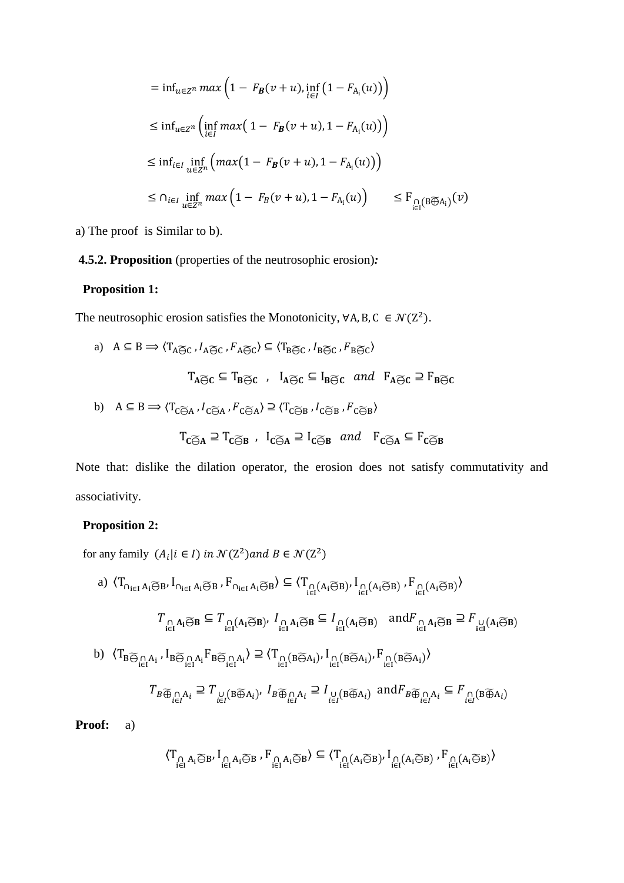$$= \inf_{u\in Z^n} max\left(1 - F_{\boldsymbol{B}}(v+u), \inf_{i\in I}\left(1 - F_{A_i}(u)\right)\right)$$

$$\leq \inf_{u\in Z^n}\left(\inf_{i\in I} max\left(1 - F_{\boldsymbol{B}}(v+u), 1 - F_{A_i}(u)\right)\right)$$

$$\leq \inf_{i\in I} \inf_{u\in Z^n}\left(max\left(1 - F_{\boldsymbol{B}}(v+u), 1 - F_{A_i}(u)\right)\right)$$

$$\leq \cap_{i\in I} \inf_{u\in Z^n} max\left(1 - F_B(v+u), 1 - F_{A_i}(u)\right) \qquad \leq F_{\underset{i\in I}{\cap}(B\widetilde{\oplus}A_i)}(v)$$

a) The proof is Similar to b).

**4.5.2. Proposition** (properties of the neutrosophic erosion)***:***

**Proposition 1:**

The neutrosophic erosion satisfies the Monotonicity, $\forall A, B, C \in \mathcal{N}(Z^2)$.

a) $A \subseteq B \Longrightarrow \langle T_{A\widetilde{\ominus}C}, I_{A\widetilde{\ominus}C}, F_{A\widetilde{\ominus}C}\rangle \subseteq \langle T_{B\widetilde{\ominus}C}, I_{B\widetilde{\ominus}C}, F_{B\widetilde{\ominus}C}\rangle$

$$T_{\mathbf{A}\widetilde{\ominus}\mathbf{C}} \subseteq T_{\mathbf{B}\widetilde{\ominus}\mathbf{C}} \;\;,\;\; I_{\mathbf{A}\widetilde{\ominus}\mathbf{C}} \subseteq I_{\mathbf{B}\widetilde{\ominus}\mathbf{C}} \;\; and \;\; F_{\mathbf{A}\widetilde{\ominus}\mathbf{C}} \supseteq F_{\mathbf{B}\widetilde{\ominus}\mathbf{C}}$$

b) $A \subseteq B \Longrightarrow \langle T_{C\widetilde{\ominus}A}, I_{C\widetilde{\ominus}A}, F_{C\widetilde{\ominus}A}\rangle \supseteq \langle T_{C\widetilde{\ominus}B}, I_{C\widetilde{\ominus}B}, F_{C\widetilde{\ominus}B}\rangle$

$$T_{\mathbf{C}\widetilde{\ominus}\mathbf{A}} \supseteq T_{\mathbf{C}\widetilde{\ominus}\mathbf{B}} \;\;,\;\; I_{\mathbf{C}\widetilde{\ominus}\mathbf{A}} \supseteq I_{\mathbf{C}\widetilde{\ominus}\mathbf{B}} \;\; and \;\; F_{\mathbf{C}\widetilde{\ominus}\mathbf{A}} \subseteq F_{\mathbf{C}\widetilde{\ominus}\mathbf{B}}$$

Note that: dislike the dilation operator, the erosion does not satisfy commutativity and associativity.

**Proposition 2:**

for any family $(A_i | i \in I)$ *in* $\mathcal{N}(Z^2)$ *and* $B \in \mathcal{N}(Z^2)$

a) $\langle T_{\cap_{i\in I} A_i\widetilde{\ominus}B}, I_{\cap_{i\in I} A_i\widetilde{\ominus}B}, F_{\cap_{i\in I} A_i\widetilde{\ominus}B}\rangle \subseteq \langle T_{\underset{i\in I}{\cap}(A_i\widetilde{\ominus}B)}, I_{\underset{i\in I}{\cap}(A_i\widetilde{\ominus}B)}, F_{\underset{i\in I}{\cap}(A_i\widetilde{\ominus}B)}\rangle$

$$T_{\underset{i\in I}{\cap} \mathbf{A_i}\widetilde{\ominus}\mathbf{B}} \subseteq T_{\underset{i\in I}{\cap}(\mathbf{A_i}\widetilde{\ominus}\mathbf{B})},\; I_{\underset{i\in I}{\cap} \mathbf{A_i}\widetilde{\ominus}\mathbf{B}} \subseteq I_{\underset{i\in I}{\cap}(\mathbf{A_i}\widetilde{\ominus}\mathbf{B})} \quad \text{and} F_{\underset{i\in I}{\cap} \mathbf{A_i}\widetilde{\ominus}\mathbf{B}} \supseteq F_{\underset{i\in I}{\cup}(\mathbf{A_i}\widetilde{\ominus}\mathbf{B})}$$

b) $\langle T_{B\widetilde{\ominus}\underset{i\in I}{\cap}A_i}, I_{B\widetilde{\ominus}\underset{i\in I}{\cap}A_i} F_{B\widetilde{\ominus}\underset{i\in I}{\cap}A_i}\rangle \supseteq \langle T_{\underset{i\in I}{\cap}(B\widetilde{\ominus}A_i)}, I_{\underset{i\in I}{\cap}(B\widetilde{\ominus}A_i)}, F_{\underset{i\in I}{\cap}(B\widetilde{\ominus}A_i)}\rangle$

$$T_{B\widetilde{\oplus}\underset{i\in I}{\cap}A_i} \supseteq T_{\underset{i\in I}{\cup}(B\widetilde{\oplus}A_i)},\; I_{B\widetilde{\oplus}\underset{i\in I}{\cap}A_i} \supseteq I_{\underset{i\in I}{\cup}(B\widetilde{\oplus}A_i)} \;\text{and} F_{B\widetilde{\oplus}\underset{i\in I}{\cap}A_i} \subseteq F_{\underset{i\in I}{\cap}(B\widetilde{\oplus}A_i)}$$

**Proof:** a)

$$\langle T_{\underset{i\in I}{\cap} A_i\widetilde{\ominus}B}, I_{\underset{i\in I}{\cap} A_i\widetilde{\ominus}B}, F_{\underset{i\in I}{\cap} A_i\widetilde{\ominus}B}\rangle \subseteq \langle T_{\underset{i\in I}{\cap}(A_i\widetilde{\ominus}B)}, I_{\underset{i\in I}{\cap}(A_i\widetilde{\ominus}B)}, F_{\underset{i\in I}{\cap}(A_i\widetilde{\ominus}B)}\rangle$$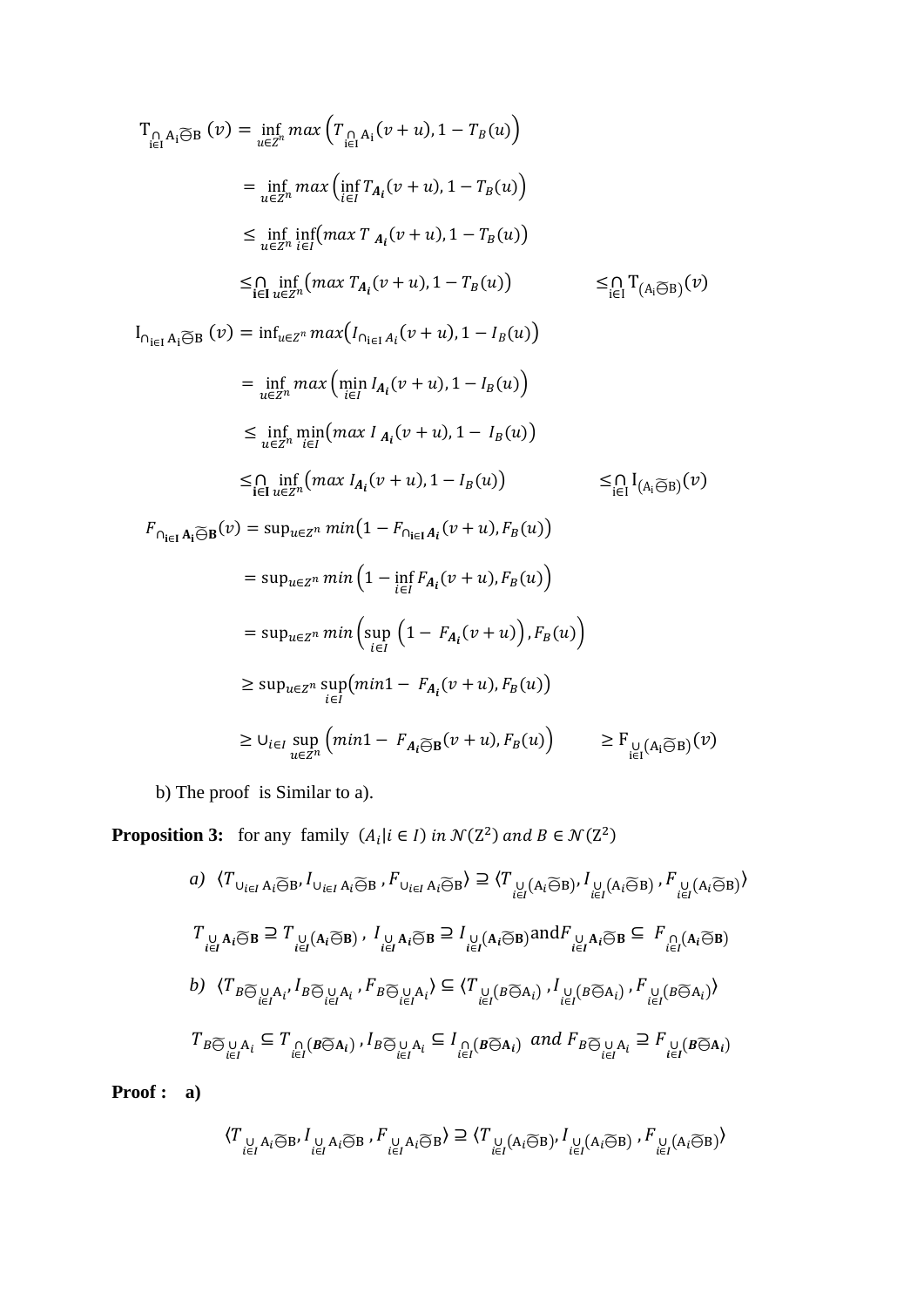$$\mathrm{T}_{\underset{\mathrm{i\in I}}{\cap}\mathrm{A_i}\widetilde{\ominus}\mathrm{B}}\,(v) = \inf_{u\in Z^n} max\left(T_{\underset{\mathrm{i\in I}}{\cap}\mathrm{A_i}}(v+u), 1-T_B(u)\right)$$

$$= \inf_{u\in Z^n} max\left(\inf_{i\in I} T_{\boldsymbol{A_i}}(v+u), 1-T_B(u)\right)$$

$$\leq \inf_{u\in Z^n} \inf_{i\in I}\left(max\ T_{\ \boldsymbol{A_i}}(v+u), 1-T_B(u)\right)$$

$$\leq \bigcap_{\mathbf{i\in I}} \inf_{u\in Z^n}\left(max\ T_{\boldsymbol{A_i}}(v+u), 1-T_B(u)\right) \qquad \leq \bigcap_{\mathrm{i\in I}} \mathrm{T}_{(\mathrm{A_i}\widetilde{\ominus}\mathrm{B})}(v)$$

$$\mathrm{I}_{\cap_{\mathrm{i\in I}}\mathrm{A_i}\widetilde{\ominus}\mathrm{B}}\,(v) = \inf_{u\in Z^n} max\left(I_{\cap_{\mathrm{i\in I}} A_i}(v+u), 1-I_B(u)\right)$$

$$= \inf_{u\in Z^n} max\left(\min_{i\in I} I_{\boldsymbol{A_i}}(v+u), 1-I_B(u)\right)$$

$$\leq \inf_{u\in Z^n} \min_{i\in I}\left(max\ I_{\ \boldsymbol{A_i}}(v+u), 1-\ I_B(u)\right)$$

$$\leq \bigcap_{\mathbf{i\in I}} \inf_{u\in Z^n}\left(max\ I_{\boldsymbol{A_i}}(v+u), 1-I_B(u)\right) \qquad \leq \bigcap_{\mathrm{i\in I}} \mathrm{I}_{(\mathrm{A_i}\widetilde{\ominus}\mathrm{B})}(v)$$

$$F_{\cap_{\mathbf{i\in I}}\mathbf{A_i}\widetilde{\ominus}\mathbf{B}}(v) = \sup_{u\in Z^n} min\left(1-F_{\cap_{\mathbf{i\in I}}\boldsymbol{A_i}}(v+u), F_B(u)\right)$$

$$= \sup_{u\in Z^n} min\left(1-\inf_{i\in I} F_{\boldsymbol{A_i}}(v+u), F_B(u)\right)$$

$$= \sup_{u\in Z^n} min\left(\sup_{i\in I}\ \left(1-\ F_{\boldsymbol{A_i}}(v+u)\right), F_B(u)\right)$$

$$\geq \sup_{u\in Z^n} \sup_{i\in I}\left(min 1-\ F_{\boldsymbol{A_i}}(v+u), F_B(u)\right)$$

$$\geq \cup_{i\in I} \sup_{u\in Z^n}\ \left(min 1-\ F_{\boldsymbol{A_i}\widetilde{\ominus}\mathbf{B}}(v+u), F_B(u)\right) \qquad \geq \mathrm{F}_{\underset{\mathrm{i\in I}}{\cup}(\mathrm{A_i}\widetilde{\ominus}\mathrm{B})}(v)$$

b) The proof is Similar to a).

**Proposition 3:** for any family $(A_i|i\in I)\ in\ \mathcal{N}(\mathrm{Z}^2)\ and\ B\in\mathcal{N}(\mathrm{Z}^2)$

$$a)\ \ \langle T_{\cup_{i\in I}\mathrm{A}_i\widetilde{\ominus}\mathrm{B}}, I_{\cup_{i\in I}\mathrm{A}_i\widetilde{\ominus}\mathrm{B}}\,, F_{\cup_{i\in I}\mathrm{A}_i\widetilde{\ominus}\mathrm{B}}\rangle \supseteq \langle T_{\underset{i\in I}{\cup}(\mathrm{A}_i\widetilde{\ominus}\mathrm{B})}, I_{\underset{i\in I}{\cup}(\mathrm{A}_i\widetilde{\ominus}\mathrm{B})}\,, F_{\underset{i\in I}{\cup}(\mathrm{A}_i\widetilde{\ominus}\mathrm{B})}\rangle$$

$$T_{\underset{i\in I}{\cup}\mathbf{A}_i\widetilde{\ominus}\mathbf{B}} \supseteq T_{\underset{i\in I}{\cup}(\mathbf{A}_i\widetilde{\ominus}\mathbf{B})}\,,\ I_{\underset{i\in I}{\cup}\mathbf{A}_i\widetilde{\ominus}\mathbf{B}} \supseteq I_{\underset{i\in I}{\cup}(\mathbf{A}_i\widetilde{\ominus}\mathbf{B})} \text{and} F_{\underset{i\in I}{\cup}\mathbf{A}_i\widetilde{\ominus}\mathbf{B}} \subseteq\ F_{\underset{i\in I}{\cap}(\mathbf{A}_i\widetilde{\ominus}\mathbf{B})}$$

$$b)\ \ \langle T_{B\widetilde{\ominus}\underset{i\in I}{\cup}\mathrm{A}_i}, I_{B\widetilde{\ominus}\underset{i\in I}{\cup}\mathrm{A}_i}\,, F_{B\widetilde{\ominus}\underset{i\in I}{\cup}\mathrm{A}_i}\rangle \subseteq \langle T_{\underset{i\in I}{\cup}(B\widetilde{\ominus}\mathrm{A}_i)}\,, I_{\underset{i\in I}{\cup}(B\widetilde{\ominus}\mathrm{A}_i)}\,, F_{\underset{i\in I}{\cup}(B\widetilde{\ominus}\mathrm{A}_i)}\rangle$$

$$T_{B\widetilde{\ominus}\underset{i\in I}{\cup}\mathrm{A}_i} \subseteq T_{\underset{i\in I}{\cap}(\boldsymbol{B}\widetilde{\ominus}\mathbf{A}_i)}\,, I_{B\widetilde{\ominus}\underset{i\in I}{\cup}\mathrm{A}_i} \subseteq I_{\underset{i\in I}{\cap}(\boldsymbol{B}\widetilde{\ominus}\mathbf{A}_i)}\ \ and\ F_{B\widetilde{\ominus}\underset{i\in I}{\cup}\mathrm{A}_i} \supseteq F_{\underset{\boldsymbol{i\in I}}{\cup}(\boldsymbol{B}\widetilde{\ominus}\mathbf{A}_i)}$$

**Proof : a)**

$$\langle T_{\underset{i\in I}{\cup}\mathrm{A}_i\widetilde{\ominus}\mathrm{B}}, I_{\underset{i\in I}{\cup}\mathrm{A}_i\widetilde{\ominus}\mathrm{B}}\,, F_{\underset{i\in I}{\cup}\mathrm{A}_i\widetilde{\ominus}\mathrm{B}}\rangle \supseteq \langle T_{\underset{i\in I}{\cup}(\mathrm{A}_i\widetilde{\ominus}\mathrm{B})}, I_{\underset{i\in I}{\cup}(\mathrm{A}_i\widetilde{\ominus}\mathrm{B})}\,, F_{\underset{i\in I}{\cup}(\mathrm{A}_i\widetilde{\ominus}\mathrm{B})}\rangle$$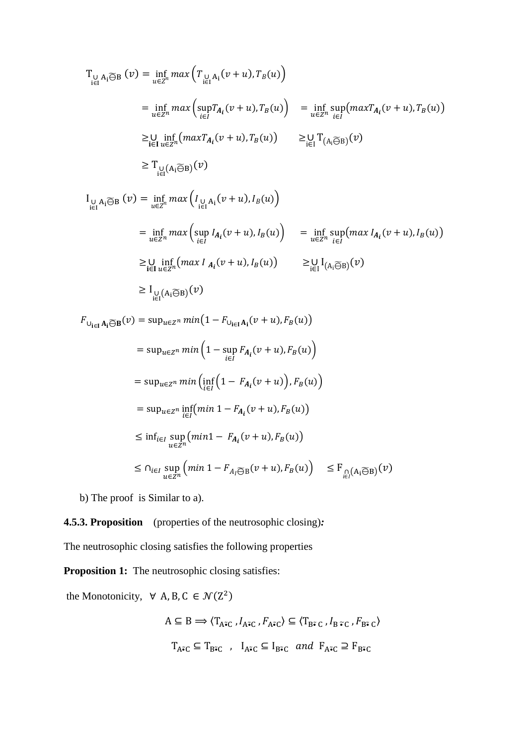$$T_{\underset{i\in I}{\cup} A_i \widetilde{\ominus} B}(v) = \inf_{u\in Z^n} max\left(T_{\underset{i\in I}{\cup} A_i}(v+u), T_B(u)\right)$$

$$= \inf_{u\in Z^n} max\left(\sup_{i\in I} T_{A_i}(v+u), T_B(u)\right) \quad = \inf_{u\in Z^n} \sup_{i\in I}\left(max T_{A_i}(v+u), T_B(u)\right)$$

$$\geq \bigcup_{i\in I} \inf_{u\in Z^n}\left(max T_{A_i}(v+u), T_B(u)\right) \qquad \geq \bigcup_{i\in I} T_{(A_i \widetilde{\ominus} B)}(v)$$

$$\geq T_{\underset{i\in I}{\cup}(A_i \widetilde{\ominus} B)}(v)$$

$$I_{\underset{i\in I}{\cup} A_i \widetilde{\ominus} B}(v) = \inf_{u\in Z^n} max\left(I_{\underset{i\in I}{\cup} A_i}(v+u), I_B(u)\right)$$

$$= \inf_{u\in Z^n} max\left(\sup_{i\in I} I_{A_i}(v+u), I_B(u)\right) \quad = \inf_{u\in Z^n} \sup_{i\in I}\left(max\ I_{A_i}(v+u), I_B(u)\right)$$

$$\geq \bigcup_{i\in I} \inf_{u\in Z^n}\left(max\ I_{A_i}(v+u), I_B(u)\right) \qquad \geq \bigcup_{i\in I} I_{(A_i \widetilde{\ominus} B)}(v)$$

$$\geq I_{\underset{i\in I}{\cup}(A_i \widetilde{\ominus} B)}(v)$$

$$F_{\cup_{i\in I} A_i \widetilde{\ominus} B}(v) = \sup_{u\in Z^n} min\left(1 - F_{\cup_{i\in I} A_i}(v+u), F_B(u)\right)$$

$$= \sup_{u\in Z^n} min\left(1 - \sup_{i\in I} F_{A_i}(v+u), F_B(u)\right)$$

$$= \sup_{u\in Z^n} min\left(\inf_{i\in I}\left(1 - F_{A_i}(v+u)\right), F_B(u)\right)$$

$$= \sup_{u\in Z^n} \inf_{i\in I}\left(min\ 1 - F_{A_i}(v+u), F_B(u)\right)$$

$$\leq \inf_{i\in I} \sup_{u\in Z^n}\left(min 1 - F_{A_i}(v+u), F_B(u)\right)$$

$$\leq \cap_{i\in I} \sup_{u\in Z^n}\left(min\ 1 - F_{A_i \widetilde{\ominus} B}(v+u), F_B(u)\right) \quad \leq F_{\underset{i\in I}{\cap}(A_i \widetilde{\ominus} B)}(v)$$

b) The proof is Similar to a).

**4.5.3. Proposition** (properties of the neutrosophic closing)***:***

The neutrosophic closing satisfies the following properties

**Proposition 1:** The neutrosophic closing satisfies:

the Monotonicity, $\forall\ A, B, C \in \mathcal{N}(Z^2)$

$$A \subseteq B \Longrightarrow \langle T_{A\tilde{\bullet}C}, I_{A\tilde{\bullet}C}, F_{A\tilde{\bullet}C}\rangle \subseteq \langle T_{B\tilde{\bullet}C}, I_{B\tilde{\bullet}C}, F_{B\tilde{\bullet}C}\rangle$$

$$T_{A\tilde{\bullet}C} \subseteq T_{B\tilde{\bullet}C} \quad , \quad I_{A\tilde{\bullet}C} \subseteq I_{B\tilde{\bullet}C} \quad and \quad F_{A\tilde{\bullet}C} \supseteq F_{B\tilde{\bullet}C}$$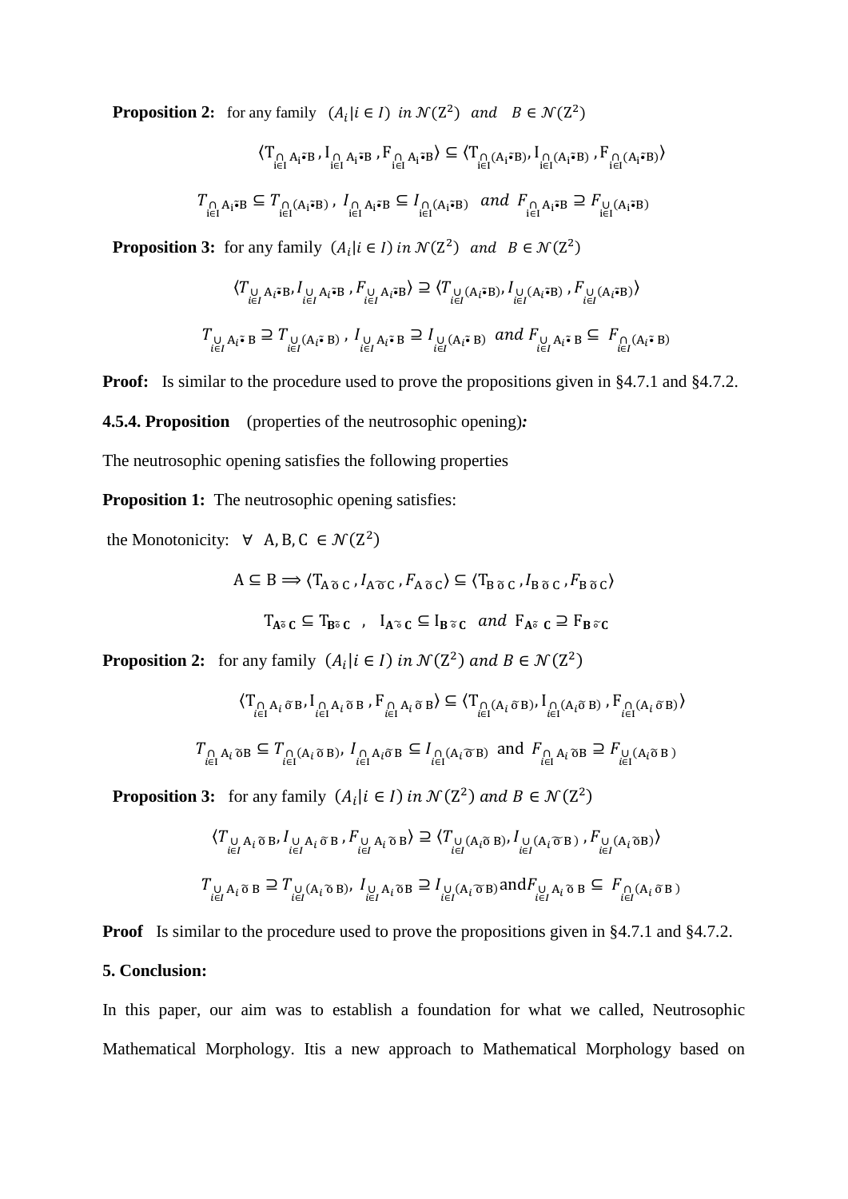**Proposition 2:** for any family $(A_i|i \in I)$ *in* $\mathcal{N}(\mathrm{Z}^2)$ *and* $B \in \mathcal{N}(\mathrm{Z}^2)$

$$\langle \mathrm{T}_{\bigcap_{i \in I} A_i \tilde{\bullet} B}, \mathrm{I}_{\bigcap_{i \in I} A_i \tilde{\bullet} B}, \mathrm{F}_{\bigcap_{i \in I} A_i \tilde{\bullet} B} \rangle \subseteq \langle \mathrm{T}_{\bigcap_{i \in I}(A_i \tilde{\bullet} B)}, \mathrm{I}_{\bigcap_{i \in I}(A_i \tilde{\bullet} B)}, \mathrm{F}_{\bigcap_{i \in I}(A_i \tilde{\bullet} B)} \rangle$$

$$T_{\bigcap_{i \in I} A_i \tilde{\bullet} B} \subseteq T_{\bigcap_{i \in I}(A_i \tilde{\bullet} B)}, \; I_{\bigcap_{i \in I} A_i \tilde{\bullet} B} \subseteq I_{\bigcap_{i \in I}(A_i \tilde{\bullet} B)} \;\; and \;\; F_{\bigcap_{i \in I} A_i \tilde{\bullet} B} \supseteq F_{\bigcup_{i \in I}(A_i \tilde{\bullet} B)}$$

**Proposition 3:** for any family $(A_i|i \in I)$ *in* $\mathcal{N}(\mathrm{Z}^2)$ *and* $B \in \mathcal{N}(\mathrm{Z}^2)$

$$\langle T_{\bigcup_{i \in I} A_i \tilde{\bullet} B}, I_{\bigcup_{i \in I} A_i \tilde{\bullet} B}, F_{\bigcup_{i \in I} A_i \tilde{\bullet} B} \rangle \supseteq \langle T_{\bigcup_{i \in I}(A_i \tilde{\bullet} B)}, I_{\bigcup_{i \in I}(A_i \tilde{\bullet} B)}, F_{\bigcup_{i \in I}(A_i \tilde{\bullet} B)} \rangle$$

$$T_{\bigcup_{i \in I} A_i \tilde{\bullet} B} \supseteq T_{\bigcup_{i \in I}(A_i \tilde{\bullet} B)}, \; I_{\bigcup_{i \in I} A_i \tilde{\bullet} B} \supseteq I_{\bigcup_{i \in I}(A_i \tilde{\bullet} B)} \;\; and \; F_{\bigcup_{i \in I} A_i \tilde{\bullet} B} \subseteq F_{\bigcap_{i \in I}(A_i \tilde{\bullet} B)}$$

**Proof:** Is similar to the procedure used to prove the propositions given in §4.7.1 and §4.7.2.

**4.5.4. Proposition** (properties of the neutrosophic opening)***:***

The neutrosophic opening satisfies the following properties

**Proposition 1:** The neutrosophic opening satisfies:

the Monotonicity: $\forall \;\; \mathrm{A, B, C} \in \mathcal{N}(\mathrm{Z}^2)$

$$\mathrm{A} \subseteq \mathrm{B} \Longrightarrow \langle \mathrm{T}_{\mathrm{A}\,\tilde{\circ}\,\mathrm{C}}, I_{\mathrm{A}\,\tilde{\circ}\,\mathrm{C}}, F_{\mathrm{A}\,\tilde{\circ}\,\mathrm{C}} \rangle \subseteq \langle \mathrm{T}_{\mathrm{B}\,\tilde{\circ}\,\mathrm{C}}, I_{\mathrm{B}\,\tilde{\circ}\,\mathrm{C}}, F_{\mathrm{B}\,\tilde{\circ}\,\mathrm{C}} \rangle$$

$$\mathrm{T}_{\mathbf{A}\tilde{\circ}\,\mathbf{C}} \subseteq \mathrm{T}_{\mathbf{B}\tilde{\circ}\,\mathbf{C}} \;\;,\;\; \mathrm{I}_{\mathbf{A}\,\tilde{\circ}\,\mathbf{C}} \subseteq \mathrm{I}_{\mathbf{B}\,\tilde{\circ}\,\mathbf{C}} \;\; and \;\; \mathrm{F}_{\mathbf{A}\tilde{\circ}\,\mathbf{C}} \supseteq \mathrm{F}_{\mathbf{B}\,\tilde{\circ}\,\mathbf{C}}$$

**Proposition 2:** for any family $(A_i|i \in I)$ *in* $\mathcal{N}(\mathrm{Z}^2)$ *and* $B \in \mathcal{N}(\mathrm{Z}^2)$

$$\langle \mathrm{T}_{\bigcap_{i \in I} A_i \tilde{\circ} B}, \mathrm{I}_{\bigcap_{i \in I} A_i \tilde{\circ} B}, \mathrm{F}_{\bigcap_{i \in I} A_i \tilde{\circ} B} \rangle \subseteq \langle \mathrm{T}_{\bigcap_{i \in I}(A_i \tilde{\circ} B)}, \mathrm{I}_{\bigcap_{i \in I}(A_i \tilde{\circ} B)}, \mathrm{F}_{\bigcap_{i \in I}(A_i \tilde{\circ} B)} \rangle$$

$$T_{\bigcap_{i \in I} A_i \tilde{\circ} B} \subseteq T_{\bigcap_{i \in I}(A_i \tilde{\circ} B)}, \; I_{\bigcap_{i \in I} A_i \tilde{\circ} B} \subseteq I_{\bigcap_{i \in I}(A_i \tilde{\circ} B)} \;\; \text{and} \;\; F_{\bigcap_{i \in I} A_i \tilde{\circ} B} \supseteq F_{\bigcup_{i \in I}(A_i \tilde{\circ} B)}$$

**Proposition 3:** for any family $(A_i|i \in I)$ *in* $\mathcal{N}(\mathrm{Z}^2)$ *and* $B \in \mathcal{N}(\mathrm{Z}^2)$

$$\langle T_{\bigcup_{i \in I} A_i \tilde{\circ} B}, I_{\bigcup_{i \in I} A_i \tilde{\circ} B}, F_{\bigcup_{i \in I} A_i \tilde{\circ} B} \rangle \supseteq \langle T_{\bigcup_{i \in I}(A_i \tilde{\circ} B)}, I_{\bigcup_{i \in I}(A_i \tilde{\circ} B)}, F_{\bigcup_{i \in I}(A_i \tilde{\circ} B)} \rangle$$

$$T_{\bigcup_{i \in I} A_i \tilde{\circ} B} \supseteq T_{\bigcup_{i \in I}(A_i \tilde{\circ} B)}, \; I_{\bigcup_{i \in I} A_i \tilde{\circ} B} \supseteq I_{\bigcup_{i \in I}(A_i \tilde{\circ} B)} \; \text{and} \; F_{\bigcup_{i \in I} A_i \tilde{\circ} B} \subseteq F_{\bigcap_{i \in I}(A_i \tilde{\circ} B)}$$

**Proof** Is similar to the procedure used to prove the propositions given in §4.7.1 and §4.7.2.

**5. Conclusion:**

In this paper, our aim was to establish a foundation for what we called, Neutrosophic Mathematical Morphology. Itis a new approach to Mathematical Morphology based on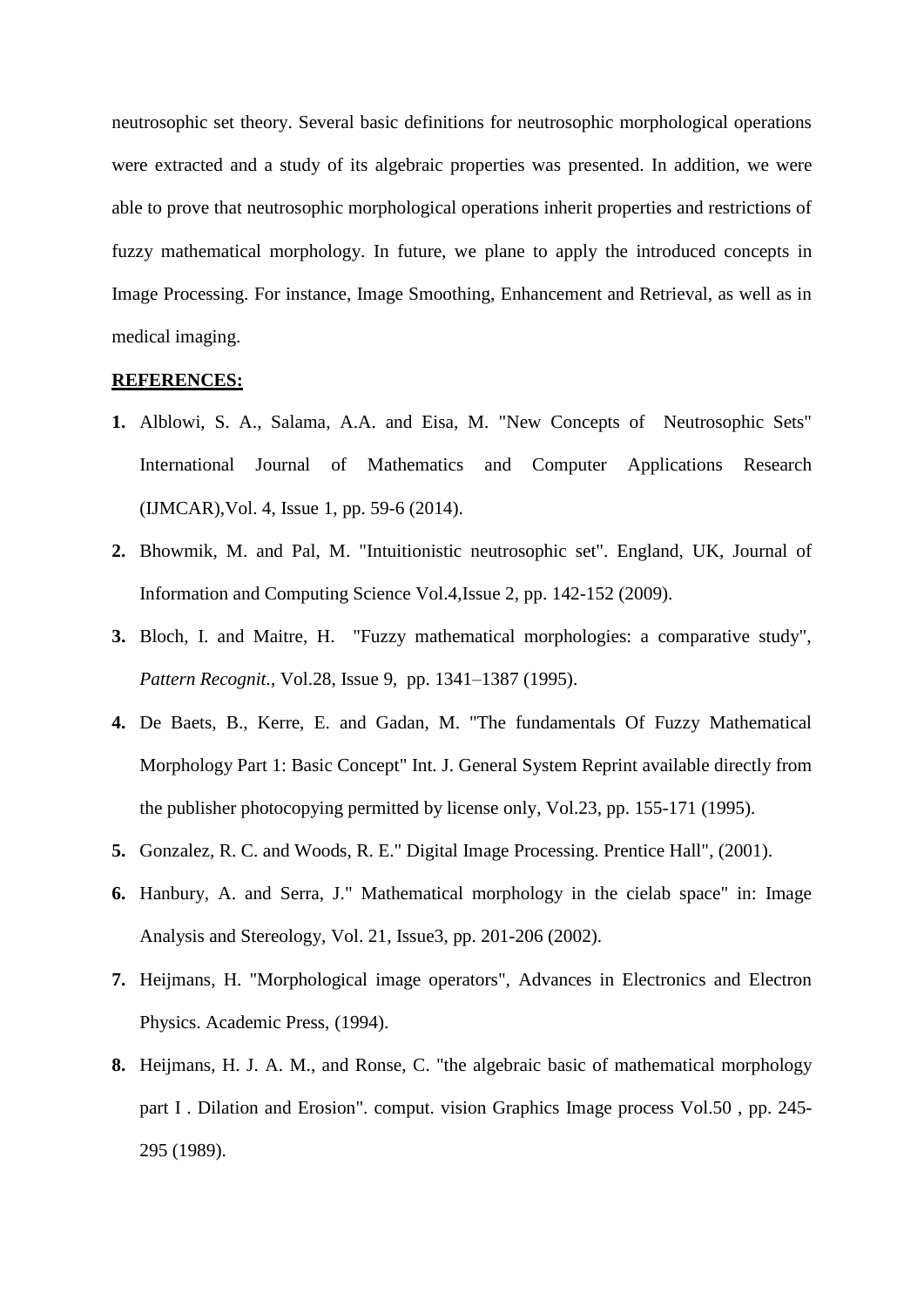neutrosophic set theory. Several basic definitions for neutrosophic morphological operations were extracted and a study of its algebraic properties was presented. In addition, we were able to prove that neutrosophic morphological operations inherit properties and restrictions of fuzzy mathematical morphology. In future, we plane to apply the introduced concepts in Image Processing. For instance, Image Smoothing, Enhancement and Retrieval, as well as in medical imaging.

**REFERENCES:**

1. Alblowi, S. A., Salama, A.A. and Eisa, M. "New Concepts of Neutrosophic Sets" International Journal of Mathematics and Computer Applications Research (IJMCAR),Vol. 4, Issue 1, pp. 59-6 (2014).
2. Bhowmik, M. and Pal, M. "Intuitionistic neutrosophic set". England, UK, Journal of Information and Computing Science Vol.4,Issue 2, pp. 142-152 (2009).
3. Bloch, I. and Maitre, H. "Fuzzy mathematical morphologies: a comparative study", *Pattern Recognit.*, Vol.28, Issue 9, pp. 1341–1387 (1995).
4. De Baets, B., Kerre, E. and Gadan, M. "The fundamentals Of Fuzzy Mathematical Morphology Part 1: Basic Concept" Int. J. General System Reprint available directly from the publisher photocopying permitted by license only, Vol.23, pp. 155-171 (1995).
5. Gonzalez, R. C. and Woods, R. E." Digital Image Processing. Prentice Hall", (2001).
6. Hanbury, A. and Serra, J." Mathematical morphology in the cielab space" in: Image Analysis and Stereology, Vol. 21, Issue3, pp. 201-206 (2002).
7. Heijmans, H. "Morphological image operators", Advances in Electronics and Electron Physics. Academic Press, (1994).
8. Heijmans, H. J. A. M., and Ronse, C. "the algebraic basic of mathematical morphology part I . Dilation and Erosion". comput. vision Graphics Image process Vol.50 , pp. 245-295 (1989).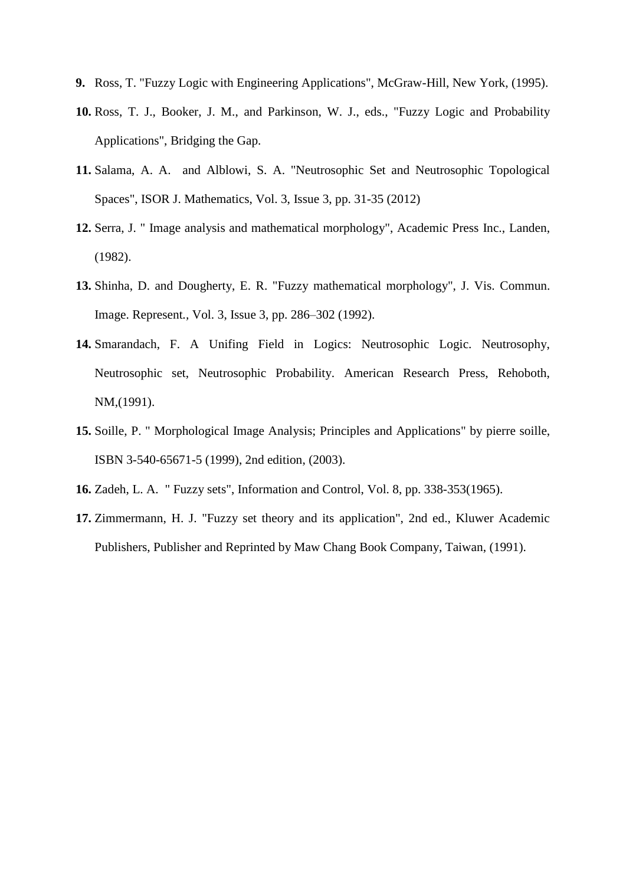9. Ross, T. "Fuzzy Logic with Engineering Applications", McGraw-Hill, New York, (1995).
10. Ross, T. J., Booker, J. M., and Parkinson, W. J., eds., "Fuzzy Logic and Probability Applications", Bridging the Gap.
11. Salama, A. A. and Alblowi, S. A. "Neutrosophic Set and Neutrosophic Topological Spaces", ISOR J. Mathematics, Vol. 3, Issue 3, pp. 31-35 (2012)
12. Serra, J. " Image analysis and mathematical morphology", Academic Press Inc., Landen, (1982).
13. Shinha, D. and Dougherty, E. R. "Fuzzy mathematical morphology", J. Vis. Commun. Image. Represent., Vol. 3, Issue 3, pp. 286–302 (1992).
14. Smarandach, F. A Unifing Field in Logics: Neutrosophic Logic. Neutrosophy, Neutrosophic set, Neutrosophic Probability. American Research Press, Rehoboth, NM,(1991).
15. Soille, P. " Morphological Image Analysis; Principles and Applications" by pierre soille, ISBN 3-540-65671-5 (1999), 2nd edition, (2003).
16. Zadeh, L. A. " Fuzzy sets", Information and Control, Vol. 8, pp. 338-353(1965).
17. Zimmermann, H. J. "Fuzzy set theory and its application", 2nd ed., Kluwer Academic Publishers, Publisher and Reprinted by Maw Chang Book Company, Taiwan, (1991).